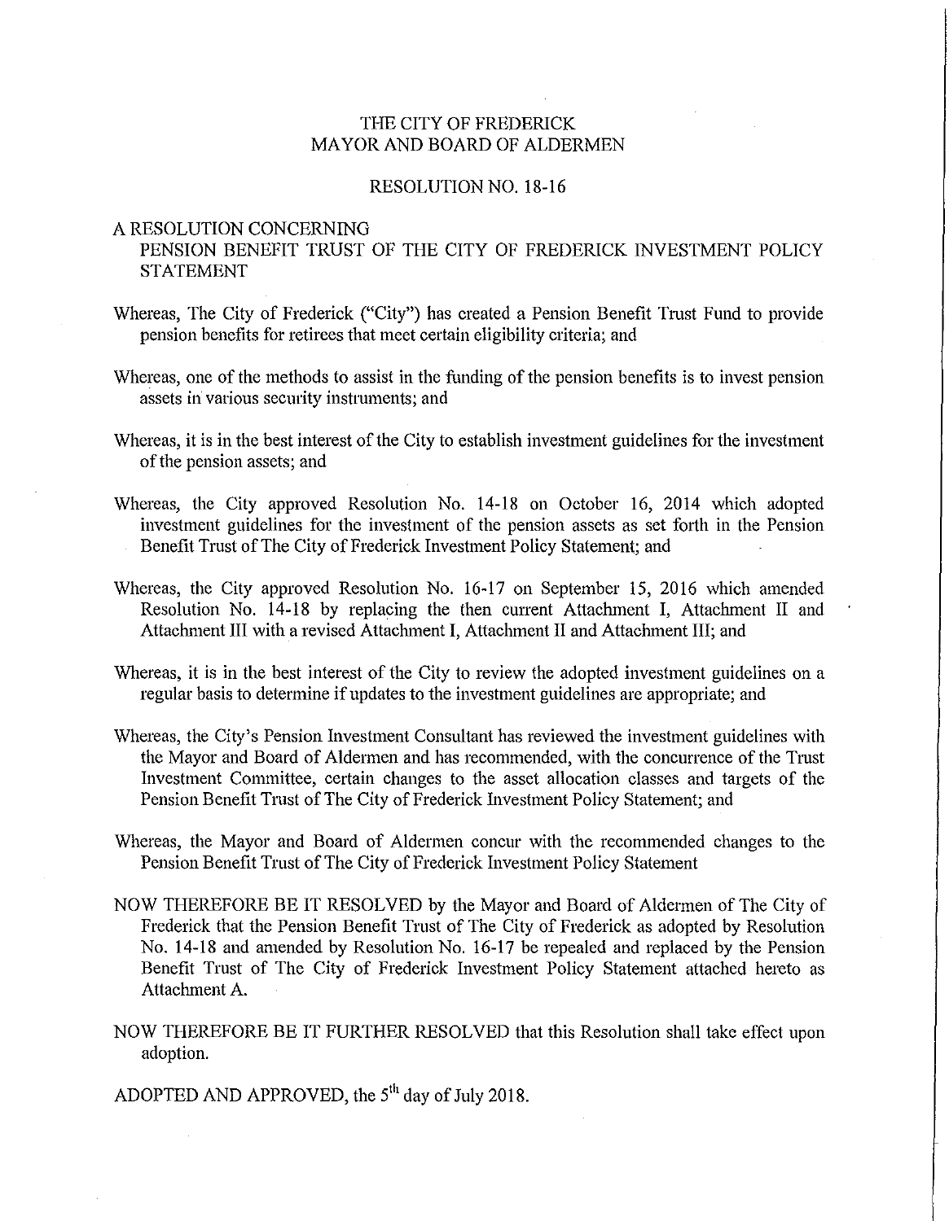# THE CITY OF FREDERICK
# MAYOR AND BOARD OF ALDERMEN

## RESOLUTION NO. 18-16

A RESOLUTION CONCERNING
PENSION BENEFIT TRUST OF THE CITY OF FREDERICK INVESTMENT POLICY STATEMENT

Whereas, The City of Frederick ("City") has created a Pension Benefit Trust Fund to provide pension benefits for retirees that meet certain eligibility criteria; and

Whereas, one of the methods to assist in the funding of the pension benefits is to invest pension assets in various security instruments; and

Whereas, it is in the best interest of the City to establish investment guidelines for the investment of the pension assets; and

Whereas, the City approved Resolution No. 14-18 on October 16, 2014 which adopted investment guidelines for the investment of the pension assets as set forth in the Pension Benefit Trust of The City of Frederick Investment Policy Statement; and

Whereas, the City approved Resolution No. 16-17 on September 15, 2016 which amended Resolution No. 14-18 by replacing the then current Attachment I, Attachment II and Attachment III with a revised Attachment I, Attachment II and Attachment III; and

Whereas, it is in the best interest of the City to review the adopted investment guidelines on a regular basis to determine if updates to the investment guidelines are appropriate; and

Whereas, the City's Pension Investment Consultant has reviewed the investment guidelines with the Mayor and Board of Aldermen and has recommended, with the concurrence of the Trust Investment Committee, certain changes to the asset allocation classes and targets of the Pension Benefit Trust of The City of Frederick Investment Policy Statement; and

Whereas, the Mayor and Board of Aldermen concur with the recommended changes to the Pension Benefit Trust of The City of Frederick Investment Policy Statement

NOW THEREFORE BE IT RESOLVED by the Mayor and Board of Aldermen of The City of Frederick that the Pension Benefit Trust of The City of Frederick as adopted by Resolution No. 14-18 and amended by Resolution No. 16-17 be repealed and replaced by the Pension Benefit Trust of The City of Frederick Investment Policy Statement attached hereto as Attachment A.

NOW THEREFORE BE IT FURTHER RESOLVED that this Resolution shall take effect upon adoption.

ADOPTED AND APPROVED, the 5th day of July 2018.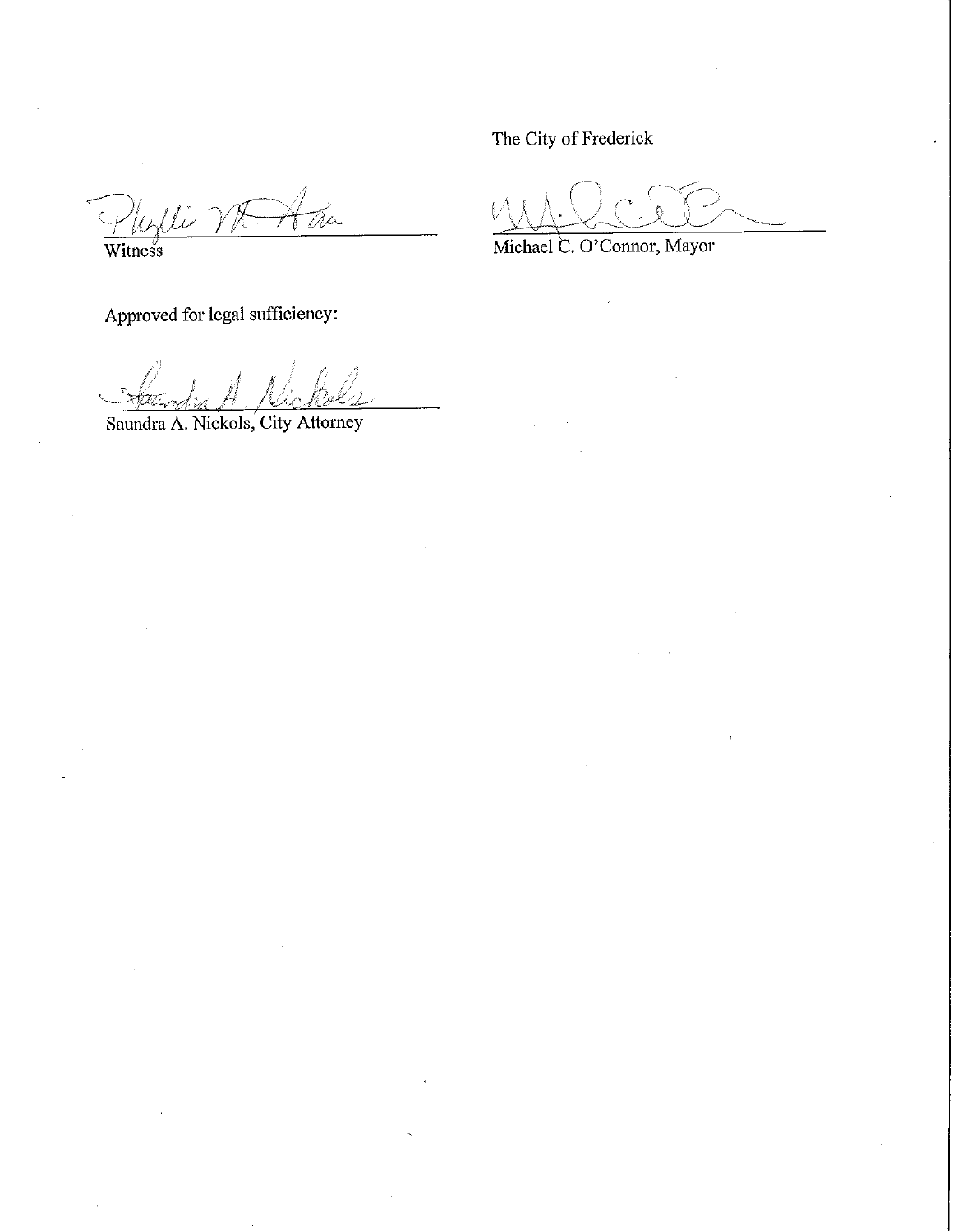The City of Frederick

\_\_\_\_\_\_\_\_\_\_\_\_\_\_\_\_\_\_\_\_\_\_\_\_\_\_\_\_\_\_\_\_

Witness

\_\_\_\_\_\_\_\_\_\_\_\_\_\_\_\_\_\_\_\_\_\_\_\_\_\_\_\_\_\_\_\_

Michael C. O'Connor, Mayor

Approved for legal sufficiency:

\_\_\_\_\_\_\_\_\_\_\_\_\_\_\_\_\_\_\_\_\_\_\_\_\_\_\_\_\_\_\_\_

Saundra A. Nickols, City Attorney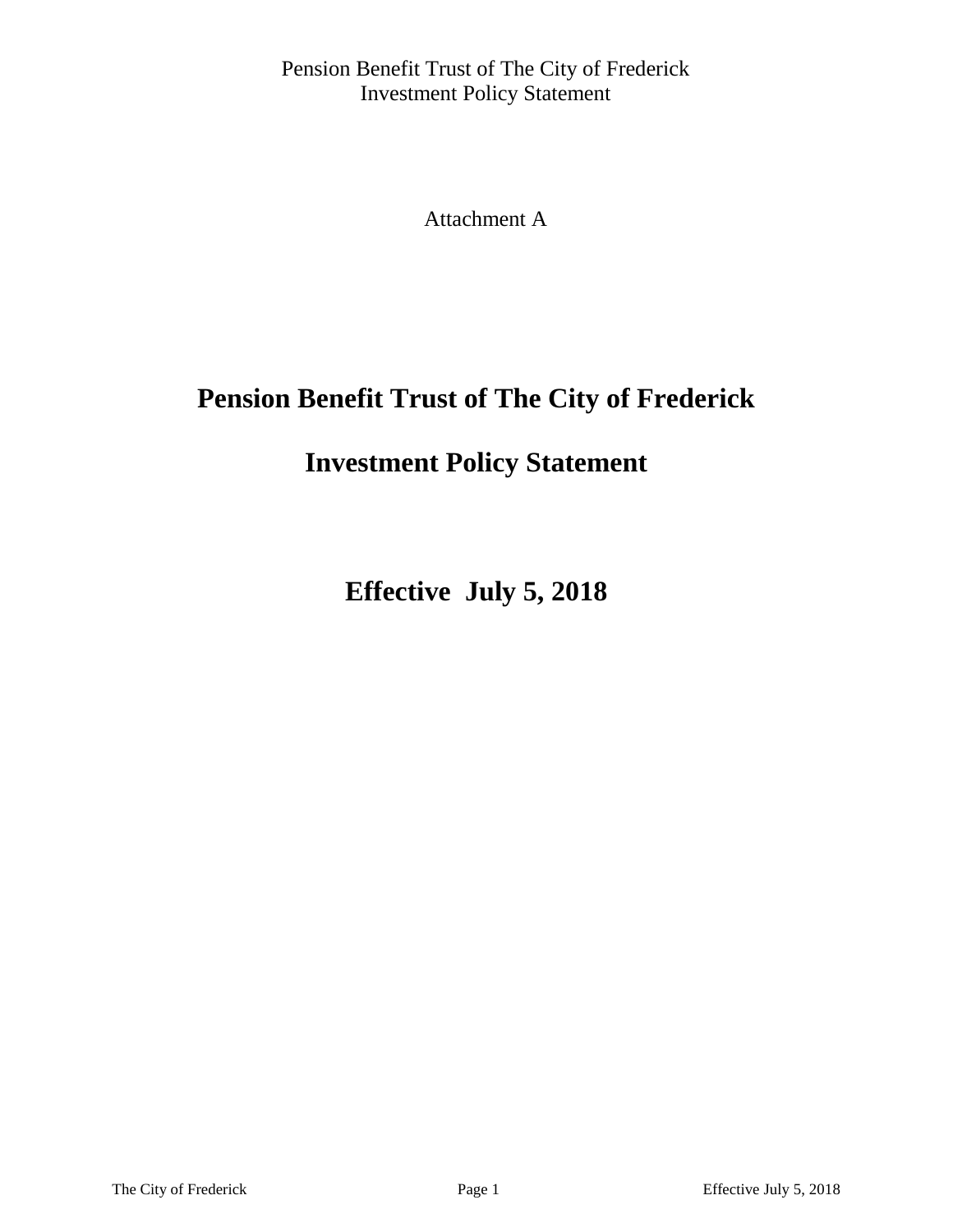Attachment A

# Pension Benefit Trust of The City of Frederick

# Investment Policy Statement

# Effective July 5, 2018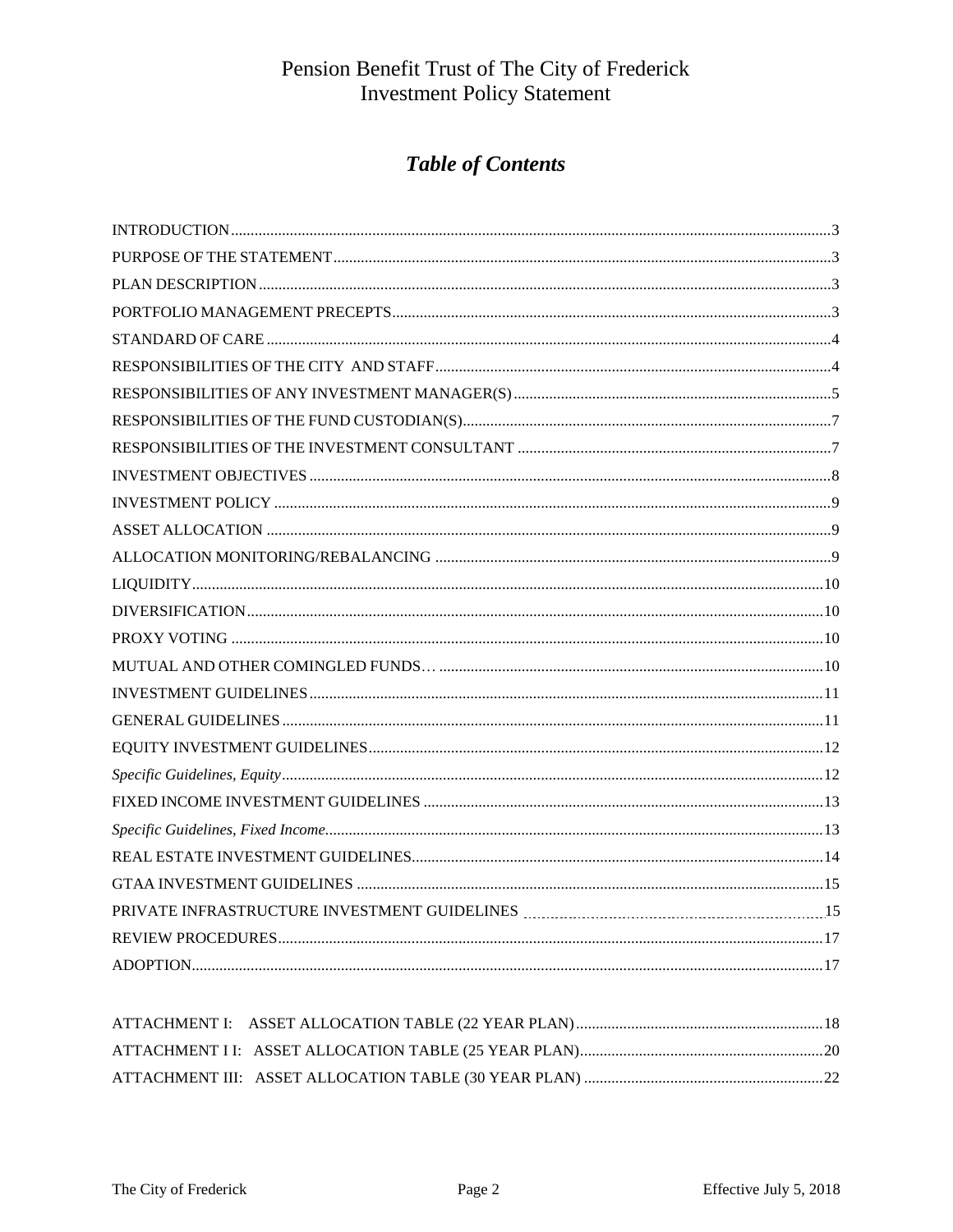# Pension Benefit Trust of The City of Frederick
# Investment Policy Statement

## *Table of Contents*

INTRODUCTION......3
PURPOSE OF THE STATEMENT......3
PLAN DESCRIPTION......3
PORTFOLIO MANAGEMENT PRECEPTS......3
STANDARD OF CARE......4
RESPONSIBILITIES OF THE CITY AND STAFF......4
RESPONSIBILITIES OF ANY INVESTMENT MANAGER(S)......5
RESPONSIBILITIES OF THE FUND CUSTODIAN(S)......7
RESPONSIBILITIES OF THE INVESTMENT CONSULTANT......7
INVESTMENT OBJECTIVES......8
INVESTMENT POLICY......9
ASSET ALLOCATION......9
ALLOCATION MONITORING/REBALANCING......9
LIQUIDITY......10
DIVERSIFICATION......10
PROXY VOTING......10
MUTUAL AND OTHER COMINGLED FUNDS......10
INVESTMENT GUIDELINES......11
GENERAL GUIDELINES......11
EQUITY INVESTMENT GUIDELINES......12
*Specific Guidelines, Equity*......12
FIXED INCOME INVESTMENT GUIDELINES......13
*Specific Guidelines, Fixed Income*......13
REAL ESTATE INVESTMENT GUIDELINES......14
GTAA INVESTMENT GUIDELINES......15
PRIVATE INFRASTRUCTURE INVESTMENT GUIDELINES......15
REVIEW PROCEDURES......17
ADOPTION......17

ATTACHMENT I: ASSET ALLOCATION TABLE (22 YEAR PLAN)......18
ATTACHMENT I I: ASSET ALLOCATION TABLE (25 YEAR PLAN)......20
ATTACHMENT III: ASSET ALLOCATION TABLE (30 YEAR PLAN)......22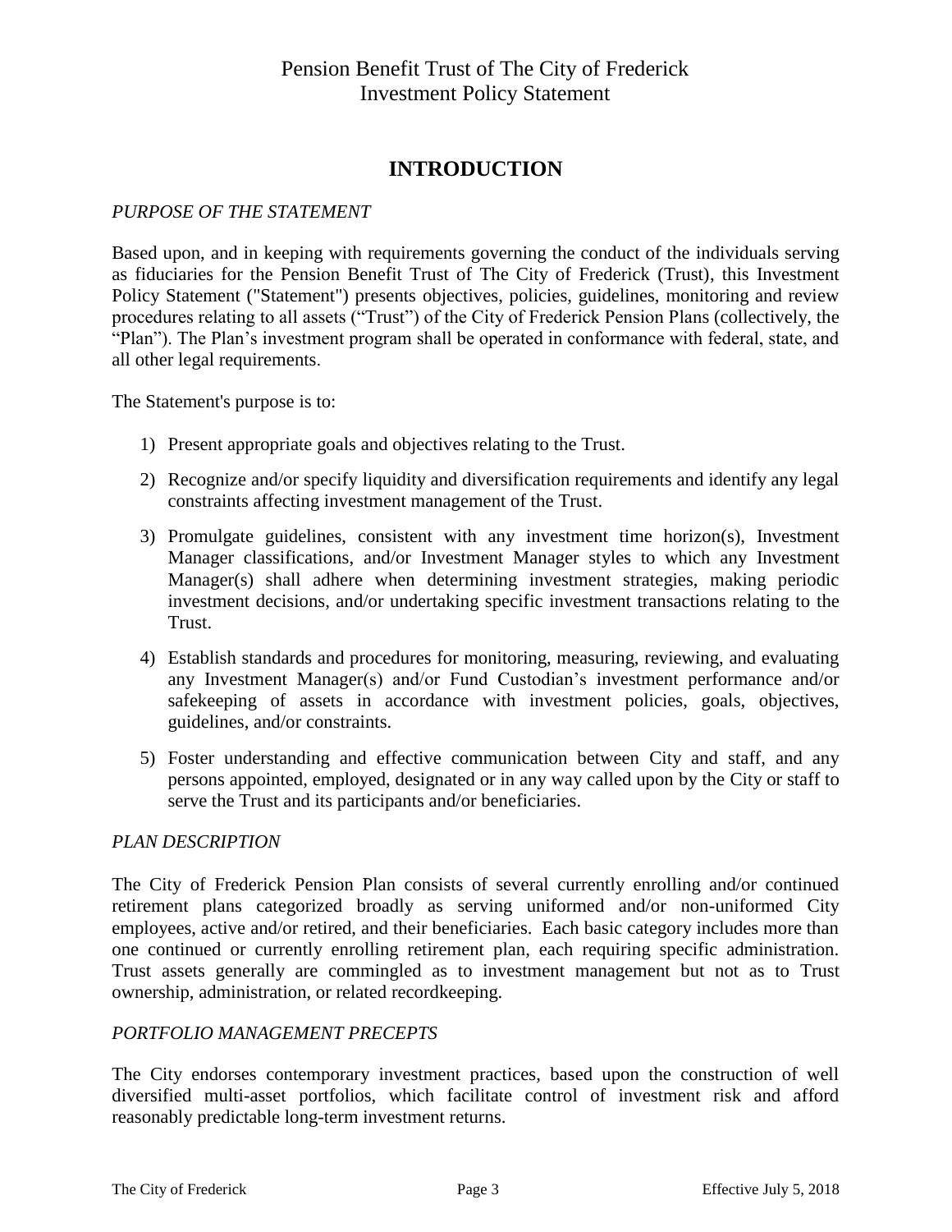# INTRODUCTION

*PURPOSE OF THE STATEMENT*

Based upon, and in keeping with requirements governing the conduct of the individuals serving as fiduciaries for the Pension Benefit Trust of The City of Frederick (Trust), this Investment Policy Statement ("Statement") presents objectives, policies, guidelines, monitoring and review procedures relating to all assets ("Trust") of the City of Frederick Pension Plans (collectively, the "Plan"). The Plan's investment program shall be operated in conformance with federal, state, and all other legal requirements.

The Statement's purpose is to:

1) Present appropriate goals and objectives relating to the Trust.
2) Recognize and/or specify liquidity and diversification requirements and identify any legal constraints affecting investment management of the Trust.
3) Promulgate guidelines, consistent with any investment time horizon(s), Investment Manager classifications, and/or Investment Manager styles to which any Investment Manager(s) shall adhere when determining investment strategies, making periodic investment decisions, and/or undertaking specific investment transactions relating to the Trust.
4) Establish standards and procedures for monitoring, measuring, reviewing, and evaluating any Investment Manager(s) and/or Fund Custodian's investment performance and/or safekeeping of assets in accordance with investment policies, goals, objectives, guidelines, and/or constraints.
5) Foster understanding and effective communication between City and staff, and any persons appointed, employed, designated or in any way called upon by the City or staff to serve the Trust and its participants and/or beneficiaries.

*PLAN DESCRIPTION*

The City of Frederick Pension Plan consists of several currently enrolling and/or continued retirement plans categorized broadly as serving uniformed and/or non-uniformed City employees, active and/or retired, and their beneficiaries. Each basic category includes more than one continued or currently enrolling retirement plan, each requiring specific administration. Trust assets generally are commingled as to investment management but not as to Trust ownership, administration, or related recordkeeping.

*PORTFOLIO MANAGEMENT PRECEPTS*

The City endorses contemporary investment practices, based upon the construction of well diversified multi-asset portfolios, which facilitate control of investment risk and afford reasonably predictable long-term investment returns.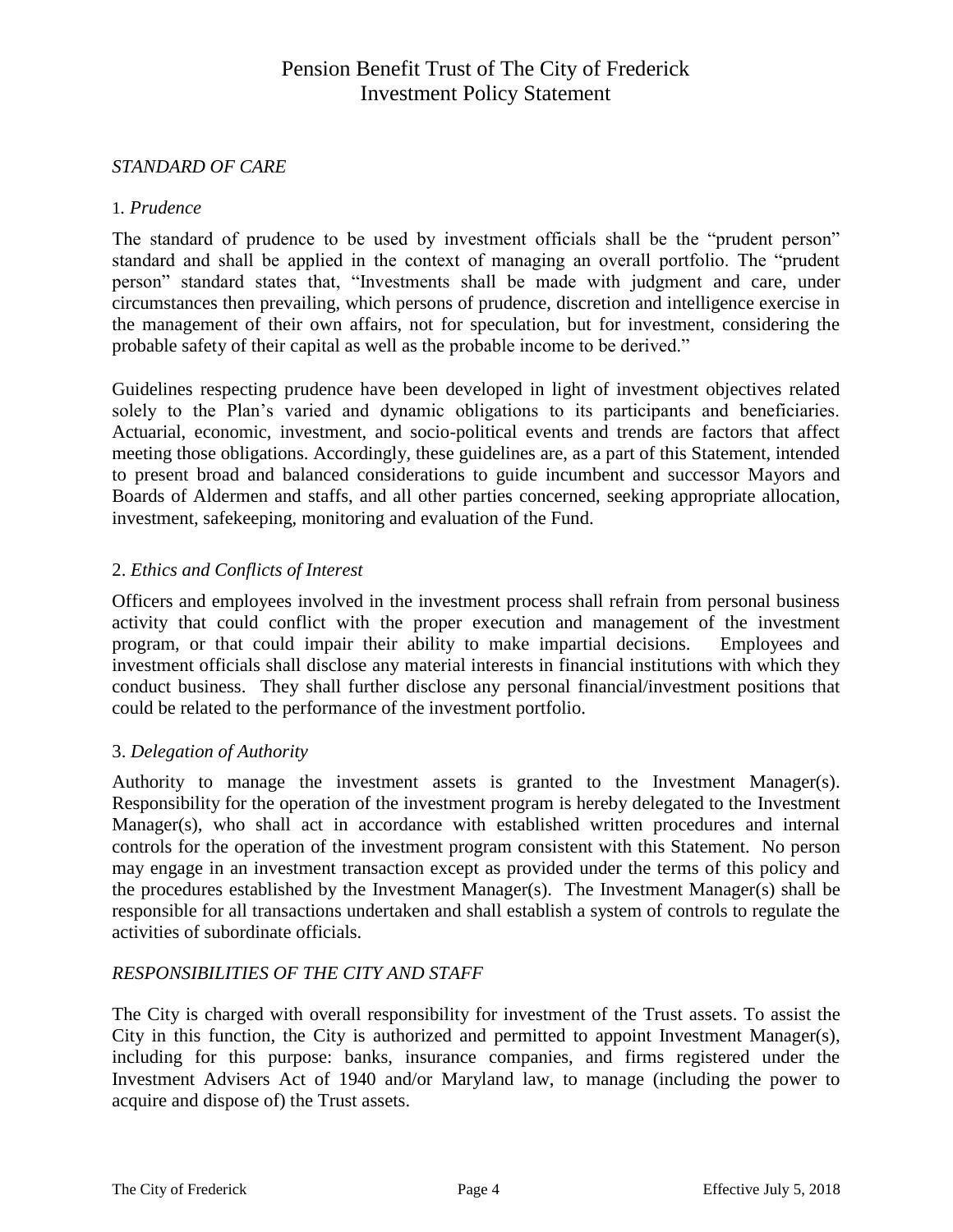*STANDARD OF CARE*

1. *Prudence*

The standard of prudence to be used by investment officials shall be the "prudent person" standard and shall be applied in the context of managing an overall portfolio. The "prudent person" standard states that, "Investments shall be made with judgment and care, under circumstances then prevailing, which persons of prudence, discretion and intelligence exercise in the management of their own affairs, not for speculation, but for investment, considering the probable safety of their capital as well as the probable income to be derived."

Guidelines respecting prudence have been developed in light of investment objectives related solely to the Plan's varied and dynamic obligations to its participants and beneficiaries. Actuarial, economic, investment, and socio-political events and trends are factors that affect meeting those obligations. Accordingly, these guidelines are, as a part of this Statement, intended to present broad and balanced considerations to guide incumbent and successor Mayors and Boards of Aldermen and staffs, and all other parties concerned, seeking appropriate allocation, investment, safekeeping, monitoring and evaluation of the Fund.

2. *Ethics and Conflicts of Interest*

Officers and employees involved in the investment process shall refrain from personal business activity that could conflict with the proper execution and management of the investment program, or that could impair their ability to make impartial decisions. Employees and investment officials shall disclose any material interests in financial institutions with which they conduct business. They shall further disclose any personal financial/investment positions that could be related to the performance of the investment portfolio.

3. *Delegation of Authority*

Authority to manage the investment assets is granted to the Investment Manager(s). Responsibility for the operation of the investment program is hereby delegated to the Investment Manager(s), who shall act in accordance with established written procedures and internal controls for the operation of the investment program consistent with this Statement. No person may engage in an investment transaction except as provided under the terms of this policy and the procedures established by the Investment Manager(s). The Investment Manager(s) shall be responsible for all transactions undertaken and shall establish a system of controls to regulate the activities of subordinate officials.

*RESPONSIBILITIES OF THE CITY AND STAFF*

The City is charged with overall responsibility for investment of the Trust assets. To assist the City in this function, the City is authorized and permitted to appoint Investment Manager(s), including for this purpose: banks, insurance companies, and firms registered under the Investment Advisers Act of 1940 and/or Maryland law, to manage (including the power to acquire and dispose of) the Trust assets.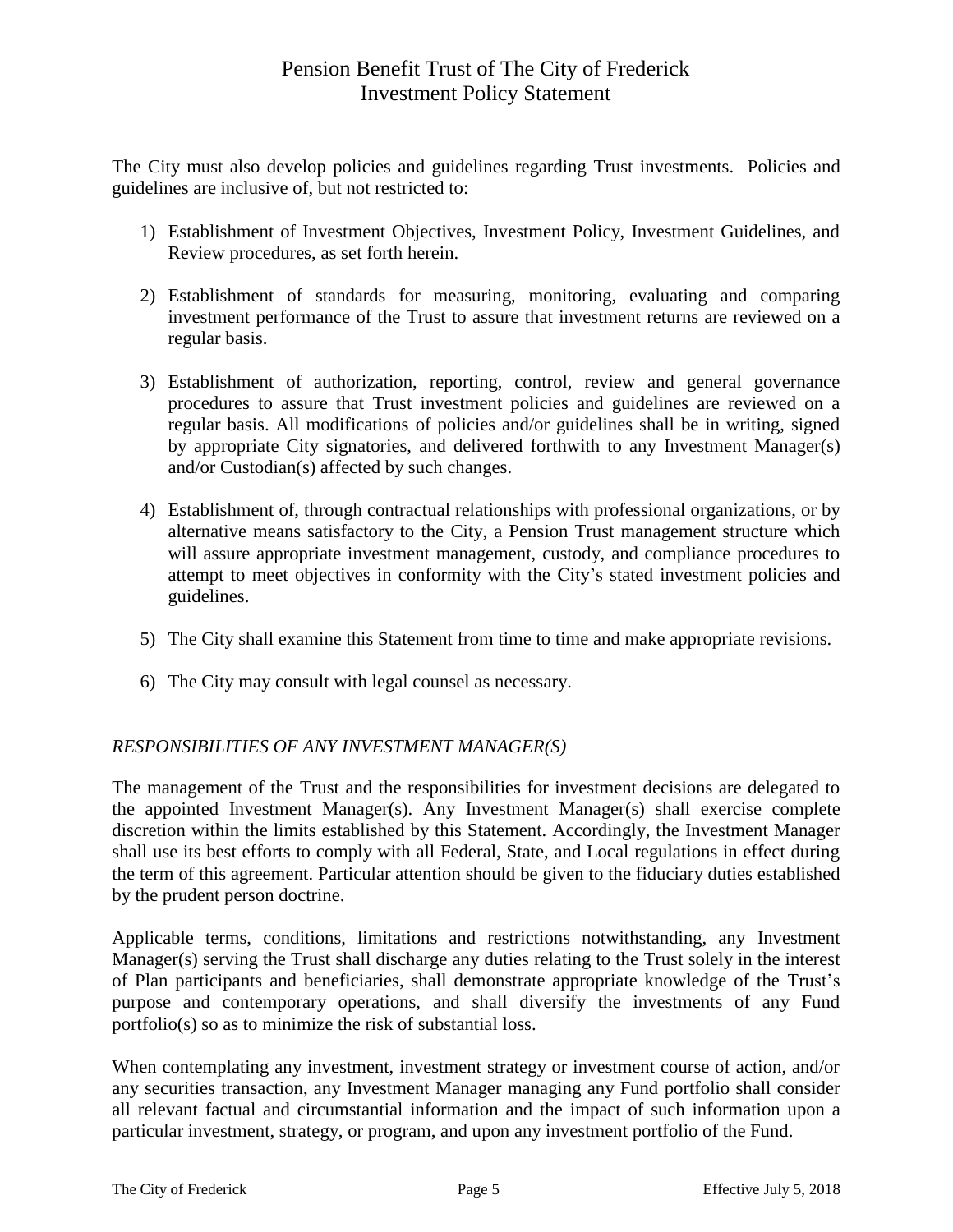The City must also develop policies and guidelines regarding Trust investments. Policies and guidelines are inclusive of, but not restricted to:

1) Establishment of Investment Objectives, Investment Policy, Investment Guidelines, and Review procedures, as set forth herein.

2) Establishment of standards for measuring, monitoring, evaluating and comparing investment performance of the Trust to assure that investment returns are reviewed on a regular basis.

3) Establishment of authorization, reporting, control, review and general governance procedures to assure that Trust investment policies and guidelines are reviewed on a regular basis. All modifications of policies and/or guidelines shall be in writing, signed by appropriate City signatories, and delivered forthwith to any Investment Manager(s) and/or Custodian(s) affected by such changes.

4) Establishment of, through contractual relationships with professional organizations, or by alternative means satisfactory to the City, a Pension Trust management structure which will assure appropriate investment management, custody, and compliance procedures to attempt to meet objectives in conformity with the City's stated investment policies and guidelines.

5) The City shall examine this Statement from time to time and make appropriate revisions.

6) The City may consult with legal counsel as necessary.

### *RESPONSIBILITIES OF ANY INVESTMENT MANAGER(S)*

The management of the Trust and the responsibilities for investment decisions are delegated to the appointed Investment Manager(s). Any Investment Manager(s) shall exercise complete discretion within the limits established by this Statement. Accordingly, the Investment Manager shall use its best efforts to comply with all Federal, State, and Local regulations in effect during the term of this agreement. Particular attention should be given to the fiduciary duties established by the prudent person doctrine.

Applicable terms, conditions, limitations and restrictions notwithstanding, any Investment Manager(s) serving the Trust shall discharge any duties relating to the Trust solely in the interest of Plan participants and beneficiaries, shall demonstrate appropriate knowledge of the Trust's purpose and contemporary operations, and shall diversify the investments of any Fund portfolio(s) so as to minimize the risk of substantial loss.

When contemplating any investment, investment strategy or investment course of action, and/or any securities transaction, any Investment Manager managing any Fund portfolio shall consider all relevant factual and circumstantial information and the impact of such information upon a particular investment, strategy, or program, and upon any investment portfolio of the Fund.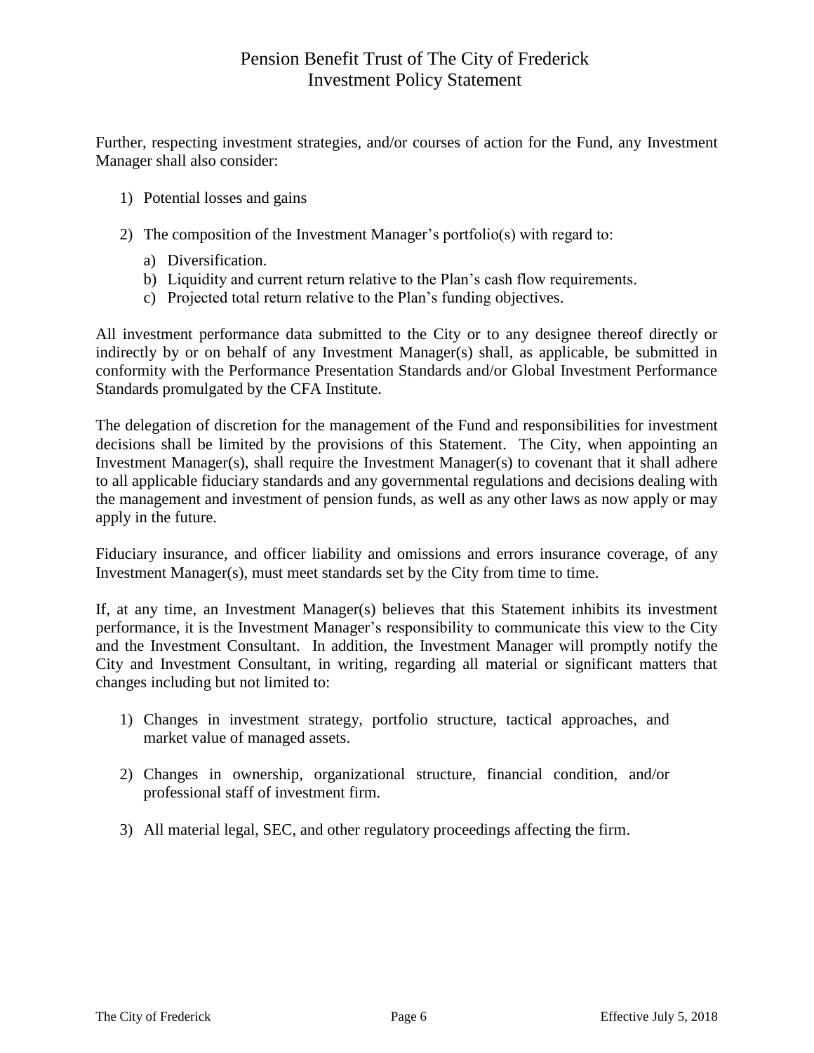Further, respecting investment strategies, and/or courses of action for the Fund, any Investment Manager shall also consider:

1) Potential losses and gains

2) The composition of the Investment Manager's portfolio(s) with regard to:

   a) Diversification.
   b) Liquidity and current return relative to the Plan's cash flow requirements.
   c) Projected total return relative to the Plan's funding objectives.

All investment performance data submitted to the City or to any designee thereof directly or indirectly by or on behalf of any Investment Manager(s) shall, as applicable, be submitted in conformity with the Performance Presentation Standards and/or Global Investment Performance Standards promulgated by the CFA Institute.

The delegation of discretion for the management of the Fund and responsibilities for investment decisions shall be limited by the provisions of this Statement. The City, when appointing an Investment Manager(s), shall require the Investment Manager(s) to covenant that it shall adhere to all applicable fiduciary standards and any governmental regulations and decisions dealing with the management and investment of pension funds, as well as any other laws as now apply or may apply in the future.

Fiduciary insurance, and officer liability and omissions and errors insurance coverage, of any Investment Manager(s), must meet standards set by the City from time to time.

If, at any time, an Investment Manager(s) believes that this Statement inhibits its investment performance, it is the Investment Manager's responsibility to communicate this view to the City and the Investment Consultant. In addition, the Investment Manager will promptly notify the City and Investment Consultant, in writing, regarding all material or significant matters that changes including but not limited to:

1) Changes in investment strategy, portfolio structure, tactical approaches, and market value of managed assets.

2) Changes in ownership, organizational structure, financial condition, and/or professional staff of investment firm.

3) All material legal, SEC, and other regulatory proceedings affecting the firm.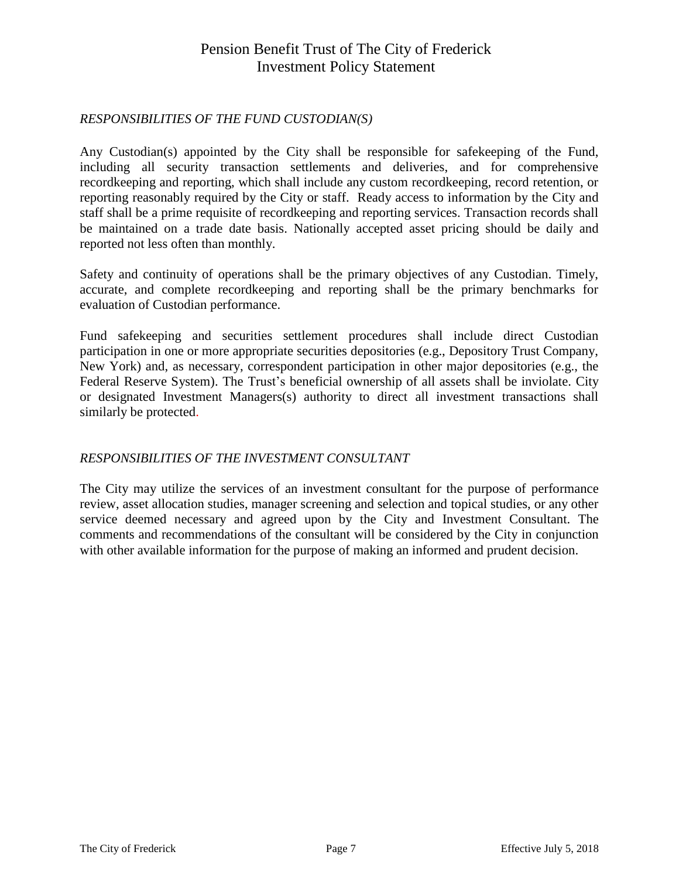*RESPONSIBILITIES OF THE FUND CUSTODIAN(S)*

Any Custodian(s) appointed by the City shall be responsible for safekeeping of the Fund, including all security transaction settlements and deliveries, and for comprehensive recordkeeping and reporting, which shall include any custom recordkeeping, record retention, or reporting reasonably required by the City or staff. Ready access to information by the City and staff shall be a prime requisite of recordkeeping and reporting services. Transaction records shall be maintained on a trade date basis. Nationally accepted asset pricing should be daily and reported not less often than monthly.

Safety and continuity of operations shall be the primary objectives of any Custodian. Timely, accurate, and complete recordkeeping and reporting shall be the primary benchmarks for evaluation of Custodian performance.

Fund safekeeping and securities settlement procedures shall include direct Custodian participation in one or more appropriate securities depositories (e.g., Depository Trust Company, New York) and, as necessary, correspondent participation in other major depositories (e.g., the Federal Reserve System). The Trust's beneficial ownership of all assets shall be inviolate. City or designated Investment Managers(s) authority to direct all investment transactions shall similarly be protected.

*RESPONSIBILITIES OF THE INVESTMENT CONSULTANT*

The City may utilize the services of an investment consultant for the purpose of performance review, asset allocation studies, manager screening and selection and topical studies, or any other service deemed necessary and agreed upon by the City and Investment Consultant. The comments and recommendations of the consultant will be considered by the City in conjunction with other available information for the purpose of making an informed and prudent decision.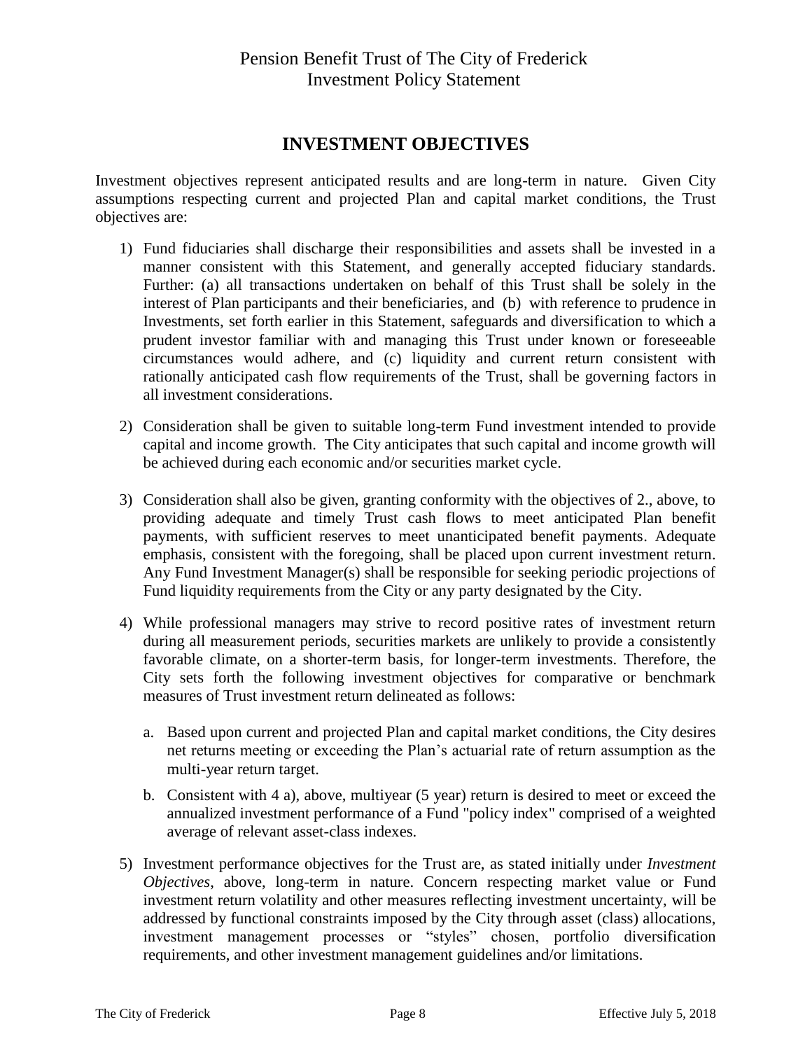## INVESTMENT OBJECTIVES

Investment objectives represent anticipated results and are long-term in nature. Given City assumptions respecting current and projected Plan and capital market conditions, the Trust objectives are:

1) Fund fiduciaries shall discharge their responsibilities and assets shall be invested in a manner consistent with this Statement, and generally accepted fiduciary standards. Further: (a) all transactions undertaken on behalf of this Trust shall be solely in the interest of Plan participants and their beneficiaries, and (b) with reference to prudence in Investments, set forth earlier in this Statement, safeguards and diversification to which a prudent investor familiar with and managing this Trust under known or foreseeable circumstances would adhere, and (c) liquidity and current return consistent with rationally anticipated cash flow requirements of the Trust, shall be governing factors in all investment considerations.

2) Consideration shall be given to suitable long-term Fund investment intended to provide capital and income growth. The City anticipates that such capital and income growth will be achieved during each economic and/or securities market cycle.

3) Consideration shall also be given, granting conformity with the objectives of 2., above, to providing adequate and timely Trust cash flows to meet anticipated Plan benefit payments, with sufficient reserves to meet unanticipated benefit payments. Adequate emphasis, consistent with the foregoing, shall be placed upon current investment return. Any Fund Investment Manager(s) shall be responsible for seeking periodic projections of Fund liquidity requirements from the City or any party designated by the City.

4) While professional managers may strive to record positive rates of investment return during all measurement periods, securities markets are unlikely to provide a consistently favorable climate, on a shorter-term basis, for longer-term investments. Therefore, the City sets forth the following investment objectives for comparative or benchmark measures of Trust investment return delineated as follows:

    a. Based upon current and projected Plan and capital market conditions, the City desires net returns meeting or exceeding the Plan's actuarial rate of return assumption as the multi-year return target.

    b. Consistent with 4 a), above, multiyear (5 year) return is desired to meet or exceed the annualized investment performance of a Fund "policy index" comprised of a weighted average of relevant asset-class indexes.

5) Investment performance objectives for the Trust are, as stated initially under *Investment Objectives*, above, long-term in nature. Concern respecting market value or Fund investment return volatility and other measures reflecting investment uncertainty, will be addressed by functional constraints imposed by the City through asset (class) allocations, investment management processes or "styles" chosen, portfolio diversification requirements, and other investment management guidelines and/or limitations.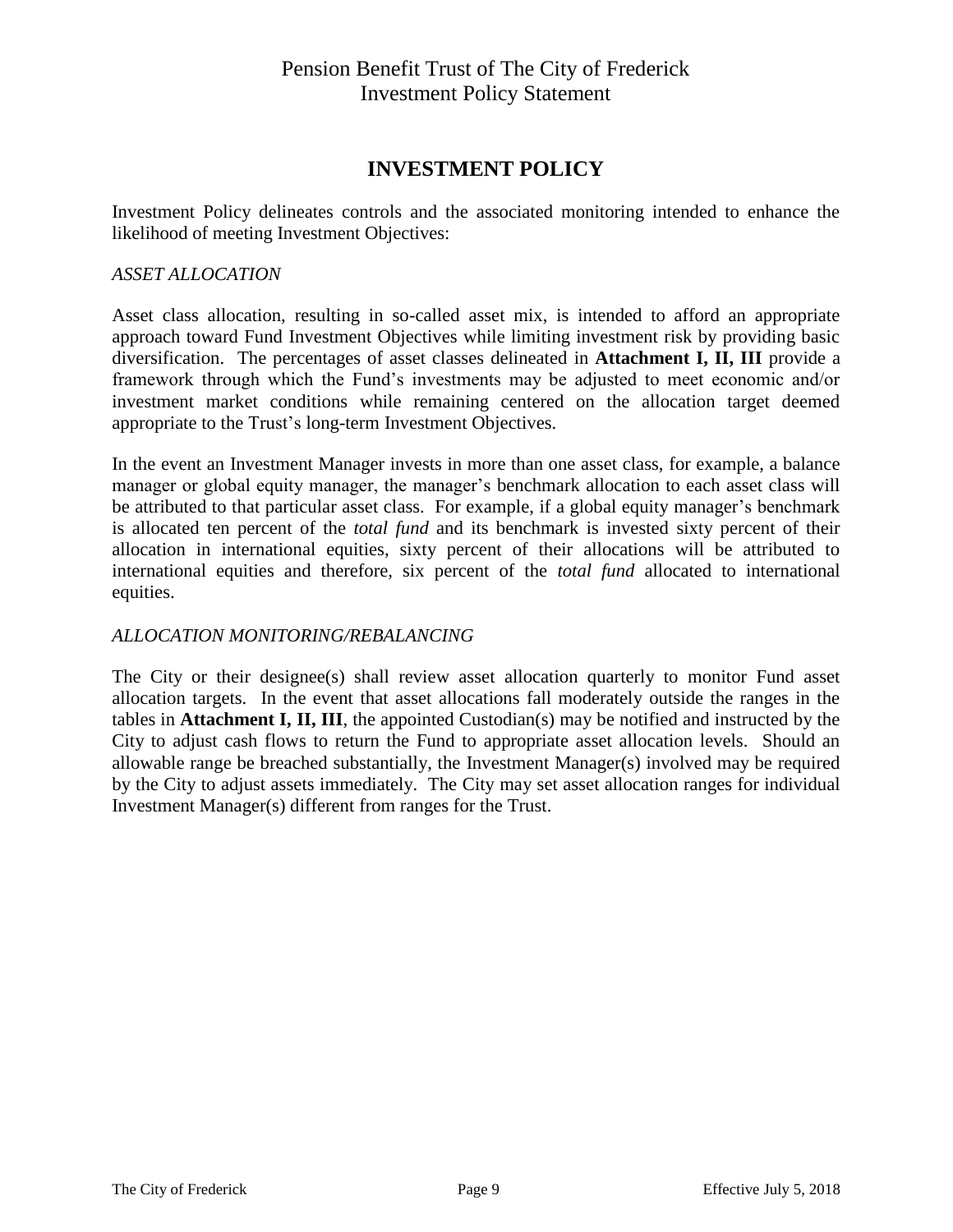# INVESTMENT POLICY

Investment Policy delineates controls and the associated monitoring intended to enhance the likelihood of meeting Investment Objectives:

*ASSET ALLOCATION*

Asset class allocation, resulting in so-called asset mix, is intended to afford an appropriate approach toward Fund Investment Objectives while limiting investment risk by providing basic diversification. The percentages of asset classes delineated in **Attachment I, II, III** provide a framework through which the Fund's investments may be adjusted to meet economic and/or investment market conditions while remaining centered on the allocation target deemed appropriate to the Trust's long-term Investment Objectives.

In the event an Investment Manager invests in more than one asset class, for example, a balance manager or global equity manager, the manager's benchmark allocation to each asset class will be attributed to that particular asset class. For example, if a global equity manager's benchmark is allocated ten percent of the *total fund* and its benchmark is invested sixty percent of their allocation in international equities, sixty percent of their allocations will be attributed to international equities and therefore, six percent of the *total fund* allocated to international equities.

*ALLOCATION MONITORING/REBALANCING*

The City or their designee(s) shall review asset allocation quarterly to monitor Fund asset allocation targets. In the event that asset allocations fall moderately outside the ranges in the tables in **Attachment I, II, III**, the appointed Custodian(s) may be notified and instructed by the City to adjust cash flows to return the Fund to appropriate asset allocation levels. Should an allowable range be breached substantially, the Investment Manager(s) involved may be required by the City to adjust assets immediately. The City may set asset allocation ranges for individual Investment Manager(s) different from ranges for the Trust.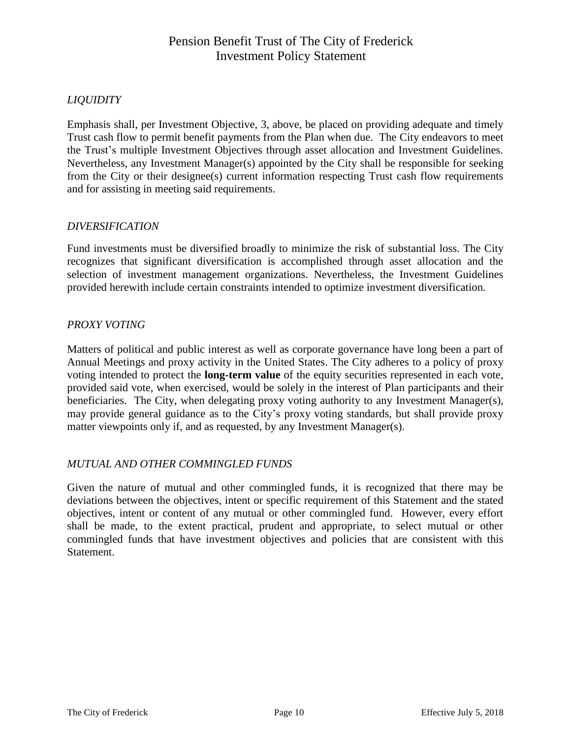*LIQUIDITY*

Emphasis shall, per Investment Objective, 3, above, be placed on providing adequate and timely Trust cash flow to permit benefit payments from the Plan when due. The City endeavors to meet the Trust's multiple Investment Objectives through asset allocation and Investment Guidelines. Nevertheless, any Investment Manager(s) appointed by the City shall be responsible for seeking from the City or their designee(s) current information respecting Trust cash flow requirements and for assisting in meeting said requirements.

*DIVERSIFICATION*

Fund investments must be diversified broadly to minimize the risk of substantial loss. The City recognizes that significant diversification is accomplished through asset allocation and the selection of investment management organizations. Nevertheless, the Investment Guidelines provided herewith include certain constraints intended to optimize investment diversification.

*PROXY VOTING*

Matters of political and public interest as well as corporate governance have long been a part of Annual Meetings and proxy activity in the United States. The City adheres to a policy of proxy voting intended to protect the **long-term value** of the equity securities represented in each vote, provided said vote, when exercised, would be solely in the interest of Plan participants and their beneficiaries. The City, when delegating proxy voting authority to any Investment Manager(s), may provide general guidance as to the City's proxy voting standards, but shall provide proxy matter viewpoints only if, and as requested, by any Investment Manager(s).

*MUTUAL AND OTHER COMMINGLED FUNDS*

Given the nature of mutual and other commingled funds, it is recognized that there may be deviations between the objectives, intent or specific requirement of this Statement and the stated objectives, intent or content of any mutual or other commingled fund. However, every effort shall be made, to the extent practical, prudent and appropriate, to select mutual or other commingled funds that have investment objectives and policies that are consistent with this Statement.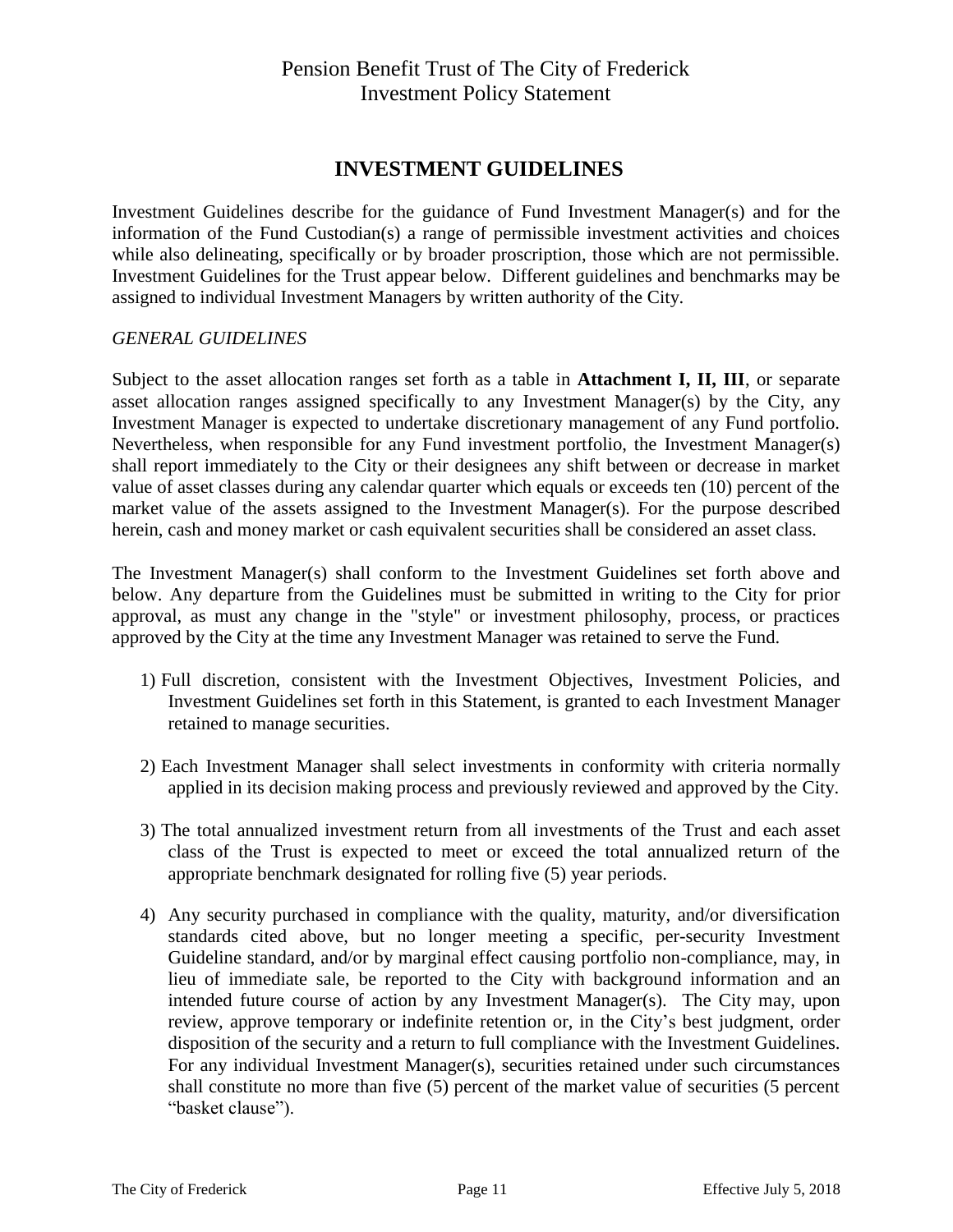## INVESTMENT GUIDELINES

Investment Guidelines describe for the guidance of Fund Investment Manager(s) and for the information of the Fund Custodian(s) a range of permissible investment activities and choices while also delineating, specifically or by broader proscription, those which are not permissible. Investment Guidelines for the Trust appear below. Different guidelines and benchmarks may be assigned to individual Investment Managers by written authority of the City.

*GENERAL GUIDELINES*

Subject to the asset allocation ranges set forth as a table in **Attachment I, II, III**, or separate asset allocation ranges assigned specifically to any Investment Manager(s) by the City, any Investment Manager is expected to undertake discretionary management of any Fund portfolio. Nevertheless, when responsible for any Fund investment portfolio, the Investment Manager(s) shall report immediately to the City or their designees any shift between or decrease in market value of asset classes during any calendar quarter which equals or exceeds ten (10) percent of the market value of the assets assigned to the Investment Manager(s). For the purpose described herein, cash and money market or cash equivalent securities shall be considered an asset class.

The Investment Manager(s) shall conform to the Investment Guidelines set forth above and below. Any departure from the Guidelines must be submitted in writing to the City for prior approval, as must any change in the "style" or investment philosophy, process, or practices approved by the City at the time any Investment Manager was retained to serve the Fund.

1) Full discretion, consistent with the Investment Objectives, Investment Policies, and Investment Guidelines set forth in this Statement, is granted to each Investment Manager retained to manage securities.

2) Each Investment Manager shall select investments in conformity with criteria normally applied in its decision making process and previously reviewed and approved by the City.

3) The total annualized investment return from all investments of the Trust and each asset class of the Trust is expected to meet or exceed the total annualized return of the appropriate benchmark designated for rolling five (5) year periods.

4) Any security purchased in compliance with the quality, maturity, and/or diversification standards cited above, but no longer meeting a specific, per-security Investment Guideline standard, and/or by marginal effect causing portfolio non-compliance, may, in lieu of immediate sale, be reported to the City with background information and an intended future course of action by any Investment Manager(s). The City may, upon review, approve temporary or indefinite retention or, in the City's best judgment, order disposition of the security and a return to full compliance with the Investment Guidelines. For any individual Investment Manager(s), securities retained under such circumstances shall constitute no more than five (5) percent of the market value of securities (5 percent "basket clause").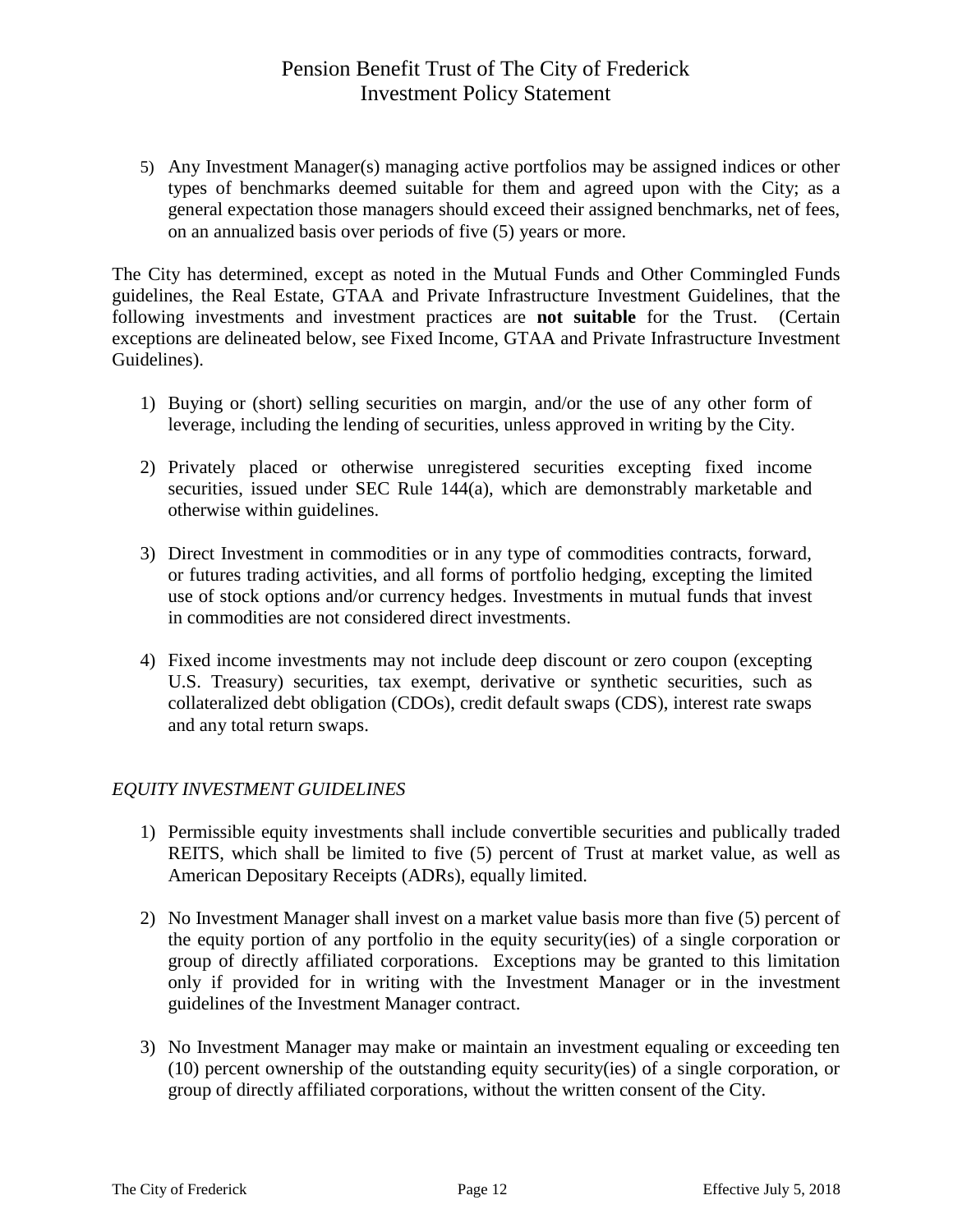5) Any Investment Manager(s) managing active portfolios may be assigned indices or other types of benchmarks deemed suitable for them and agreed upon with the City; as a general expectation those managers should exceed their assigned benchmarks, net of fees, on an annualized basis over periods of five (5) years or more.

The City has determined, except as noted in the Mutual Funds and Other Commingled Funds guidelines, the Real Estate, GTAA and Private Infrastructure Investment Guidelines, that the following investments and investment practices are **not suitable** for the Trust. (Certain exceptions are delineated below, see Fixed Income, GTAA and Private Infrastructure Investment Guidelines).

1) Buying or (short) selling securities on margin, and/or the use of any other form of leverage, including the lending of securities, unless approved in writing by the City.

2) Privately placed or otherwise unregistered securities excepting fixed income securities, issued under SEC Rule 144(a), which are demonstrably marketable and otherwise within guidelines.

3) Direct Investment in commodities or in any type of commodities contracts, forward, or futures trading activities, and all forms of portfolio hedging, excepting the limited use of stock options and/or currency hedges. Investments in mutual funds that invest in commodities are not considered direct investments.

4) Fixed income investments may not include deep discount or zero coupon (excepting U.S. Treasury) securities, tax exempt, derivative or synthetic securities, such as collateralized debt obligation (CDOs), credit default swaps (CDS), interest rate swaps and any total return swaps.

*EQUITY INVESTMENT GUIDELINES*

1) Permissible equity investments shall include convertible securities and publically traded REITS, which shall be limited to five (5) percent of Trust at market value, as well as American Depositary Receipts (ADRs), equally limited.

2) No Investment Manager shall invest on a market value basis more than five (5) percent of the equity portion of any portfolio in the equity security(ies) of a single corporation or group of directly affiliated corporations. Exceptions may be granted to this limitation only if provided for in writing with the Investment Manager or in the investment guidelines of the Investment Manager contract.

3) No Investment Manager may make or maintain an investment equaling or exceeding ten (10) percent ownership of the outstanding equity security(ies) of a single corporation, or group of directly affiliated corporations, without the written consent of the City.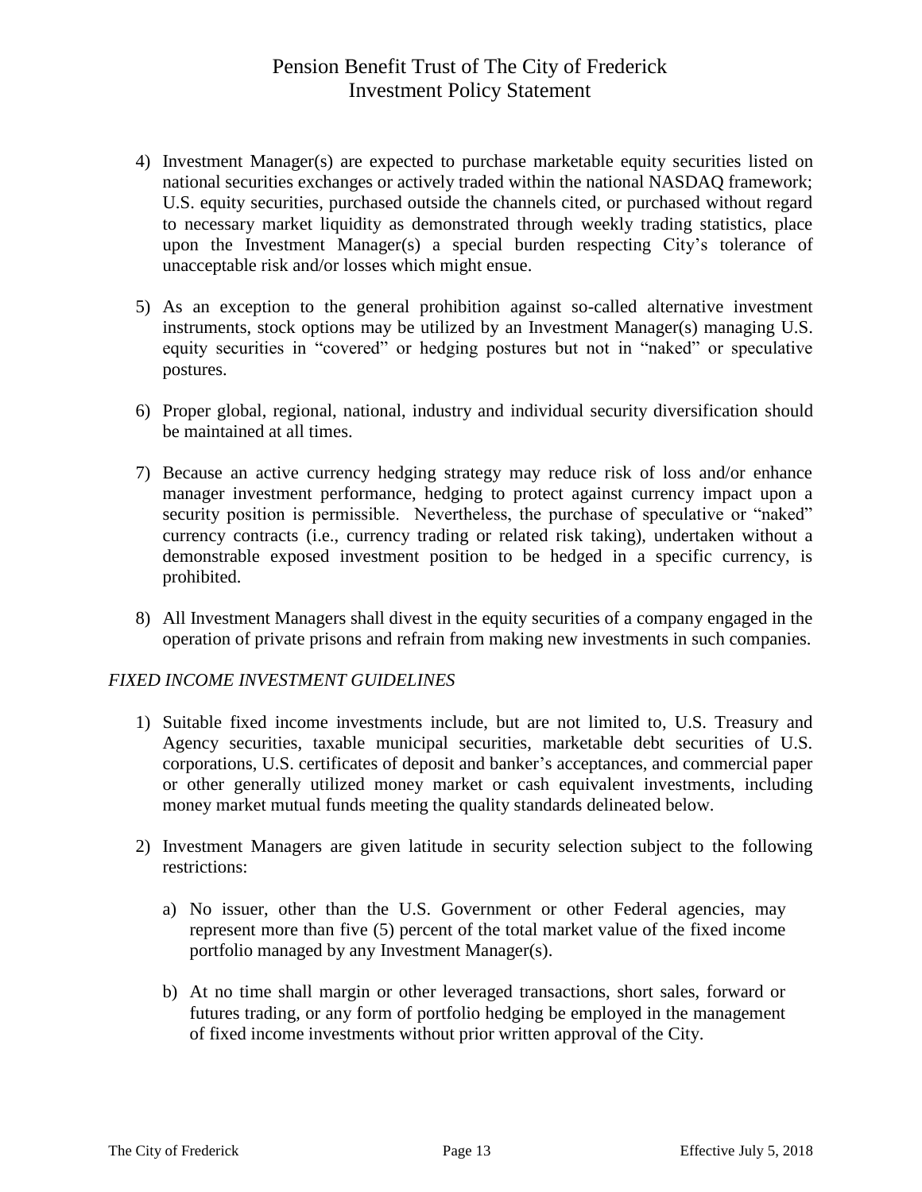4) Investment Manager(s) are expected to purchase marketable equity securities listed on national securities exchanges or actively traded within the national NASDAQ framework; U.S. equity securities, purchased outside the channels cited, or purchased without regard to necessary market liquidity as demonstrated through weekly trading statistics, place upon the Investment Manager(s) a special burden respecting City's tolerance of unacceptable risk and/or losses which might ensue.

5) As an exception to the general prohibition against so-called alternative investment instruments, stock options may be utilized by an Investment Manager(s) managing U.S. equity securities in "covered" or hedging postures but not in "naked" or speculative postures.

6) Proper global, regional, national, industry and individual security diversification should be maintained at all times.

7) Because an active currency hedging strategy may reduce risk of loss and/or enhance manager investment performance, hedging to protect against currency impact upon a security position is permissible. Nevertheless, the purchase of speculative or "naked" currency contracts (i.e., currency trading or related risk taking), undertaken without a demonstrable exposed investment position to be hedged in a specific currency, is prohibited.

8) All Investment Managers shall divest in the equity securities of a company engaged in the operation of private prisons and refrain from making new investments in such companies.

*FIXED INCOME INVESTMENT GUIDELINES*

1) Suitable fixed income investments include, but are not limited to, U.S. Treasury and Agency securities, taxable municipal securities, marketable debt securities of U.S. corporations, U.S. certificates of deposit and banker's acceptances, and commercial paper or other generally utilized money market or cash equivalent investments, including money market mutual funds meeting the quality standards delineated below.

2) Investment Managers are given latitude in security selection subject to the following restrictions:

   a) No issuer, other than the U.S. Government or other Federal agencies, may represent more than five (5) percent of the total market value of the fixed income portfolio managed by any Investment Manager(s).

   b) At no time shall margin or other leveraged transactions, short sales, forward or futures trading, or any form of portfolio hedging be employed in the management of fixed income investments without prior written approval of the City.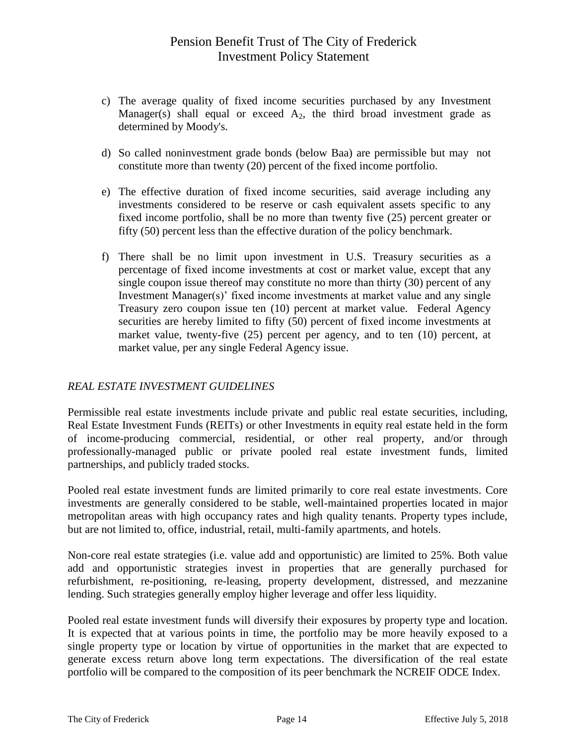c) The average quality of fixed income securities purchased by any Investment Manager(s) shall equal or exceed $A_2$, the third broad investment grade as determined by Moody's.

d) So called noninvestment grade bonds (below Baa) are permissible but may not constitute more than twenty (20) percent of the fixed income portfolio.

e) The effective duration of fixed income securities, said average including any investments considered to be reserve or cash equivalent assets specific to any fixed income portfolio, shall be no more than twenty five (25) percent greater or fifty (50) percent less than the effective duration of the policy benchmark.

f) There shall be no limit upon investment in U.S. Treasury securities as a percentage of fixed income investments at cost or market value, except that any single coupon issue thereof may constitute no more than thirty (30) percent of any Investment Manager(s)' fixed income investments at market value and any single Treasury zero coupon issue ten (10) percent at market value. Federal Agency securities are hereby limited to fifty (50) percent of fixed income investments at market value, twenty-five (25) percent per agency, and to ten (10) percent, at market value, per any single Federal Agency issue.

*REAL ESTATE INVESTMENT GUIDELINES*

Permissible real estate investments include private and public real estate securities, including, Real Estate Investment Funds (REITs) or other Investments in equity real estate held in the form of income-producing commercial, residential, or other real property, and/or through professionally-managed public or private pooled real estate investment funds, limited partnerships, and publicly traded stocks.

Pooled real estate investment funds are limited primarily to core real estate investments. Core investments are generally considered to be stable, well-maintained properties located in major metropolitan areas with high occupancy rates and high quality tenants. Property types include, but are not limited to, office, industrial, retail, multi-family apartments, and hotels.

Non-core real estate strategies (i.e. value add and opportunistic) are limited to 25%. Both value add and opportunistic strategies invest in properties that are generally purchased for refurbishment, re-positioning, re-leasing, property development, distressed, and mezzanine lending. Such strategies generally employ higher leverage and offer less liquidity.

Pooled real estate investment funds will diversify their exposures by property type and location. It is expected that at various points in time, the portfolio may be more heavily exposed to a single property type or location by virtue of opportunities in the market that are expected to generate excess return above long term expectations. The diversification of the real estate portfolio will be compared to the composition of its peer benchmark the NCREIF ODCE Index.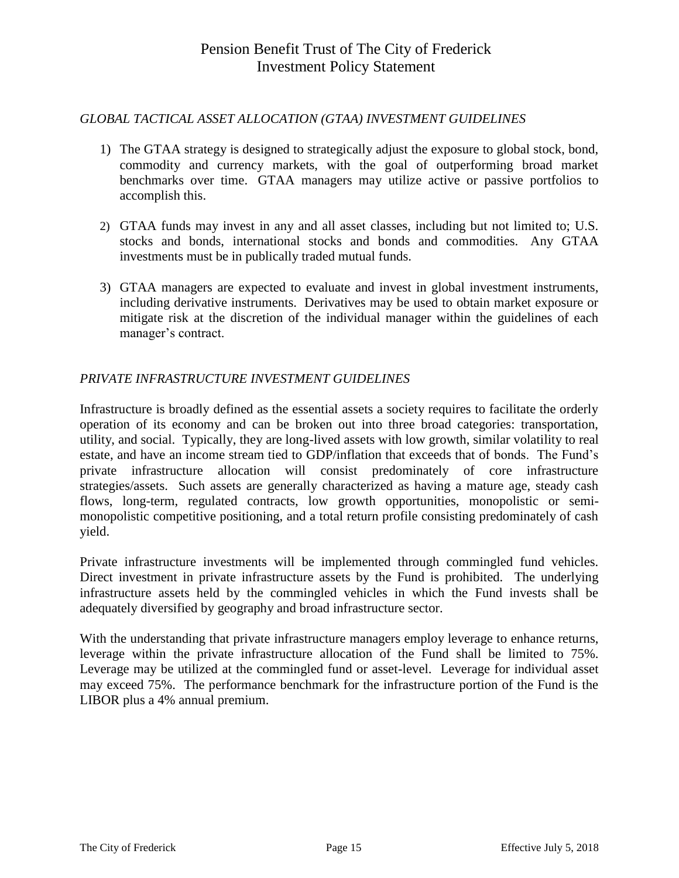### *GLOBAL TACTICAL ASSET ALLOCATION (GTAA) INVESTMENT GUIDELINES*

1) The GTAA strategy is designed to strategically adjust the exposure to global stock, bond, commodity and currency markets, with the goal of outperforming broad market benchmarks over time. GTAA managers may utilize active or passive portfolios to accomplish this.

2) GTAA funds may invest in any and all asset classes, including but not limited to; U.S. stocks and bonds, international stocks and bonds and commodities. Any GTAA investments must be in publically traded mutual funds.

3) GTAA managers are expected to evaluate and invest in global investment instruments, including derivative instruments. Derivatives may be used to obtain market exposure or mitigate risk at the discretion of the individual manager within the guidelines of each manager's contract.

### *PRIVATE INFRASTRUCTURE INVESTMENT GUIDELINES*

Infrastructure is broadly defined as the essential assets a society requires to facilitate the orderly operation of its economy and can be broken out into three broad categories: transportation, utility, and social. Typically, they are long-lived assets with low growth, similar volatility to real estate, and have an income stream tied to GDP/inflation that exceeds that of bonds. The Fund's private infrastructure allocation will consist predominately of core infrastructure strategies/assets. Such assets are generally characterized as having a mature age, steady cash flows, long-term, regulated contracts, low growth opportunities, monopolistic or semi-monopolistic competitive positioning, and a total return profile consisting predominately of cash yield.

Private infrastructure investments will be implemented through commingled fund vehicles. Direct investment in private infrastructure assets by the Fund is prohibited. The underlying infrastructure assets held by the commingled vehicles in which the Fund invests shall be adequately diversified by geography and broad infrastructure sector.

With the understanding that private infrastructure managers employ leverage to enhance returns, leverage within the private infrastructure allocation of the Fund shall be limited to 75%. Leverage may be utilized at the commingled fund or asset-level. Leverage for individual asset may exceed 75%. The performance benchmark for the infrastructure portion of the Fund is the LIBOR plus a 4% annual premium.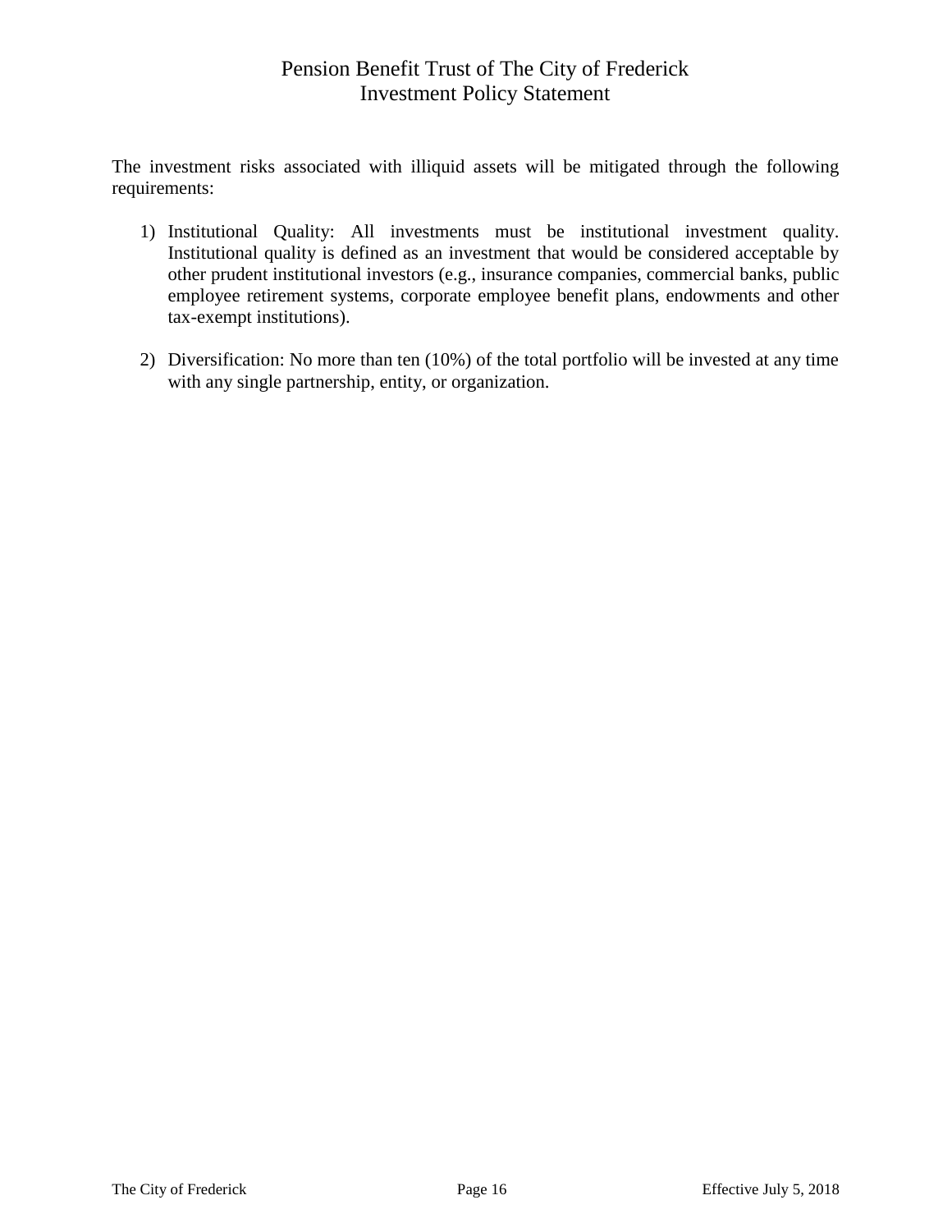The investment risks associated with illiquid assets will be mitigated through the following requirements:

1) Institutional Quality: All investments must be institutional investment quality. Institutional quality is defined as an investment that would be considered acceptable by other prudent institutional investors (e.g., insurance companies, commercial banks, public employee retirement systems, corporate employee benefit plans, endowments and other tax-exempt institutions).

2) Diversification: No more than ten (10%) of the total portfolio will be invested at any time with any single partnership, entity, or organization.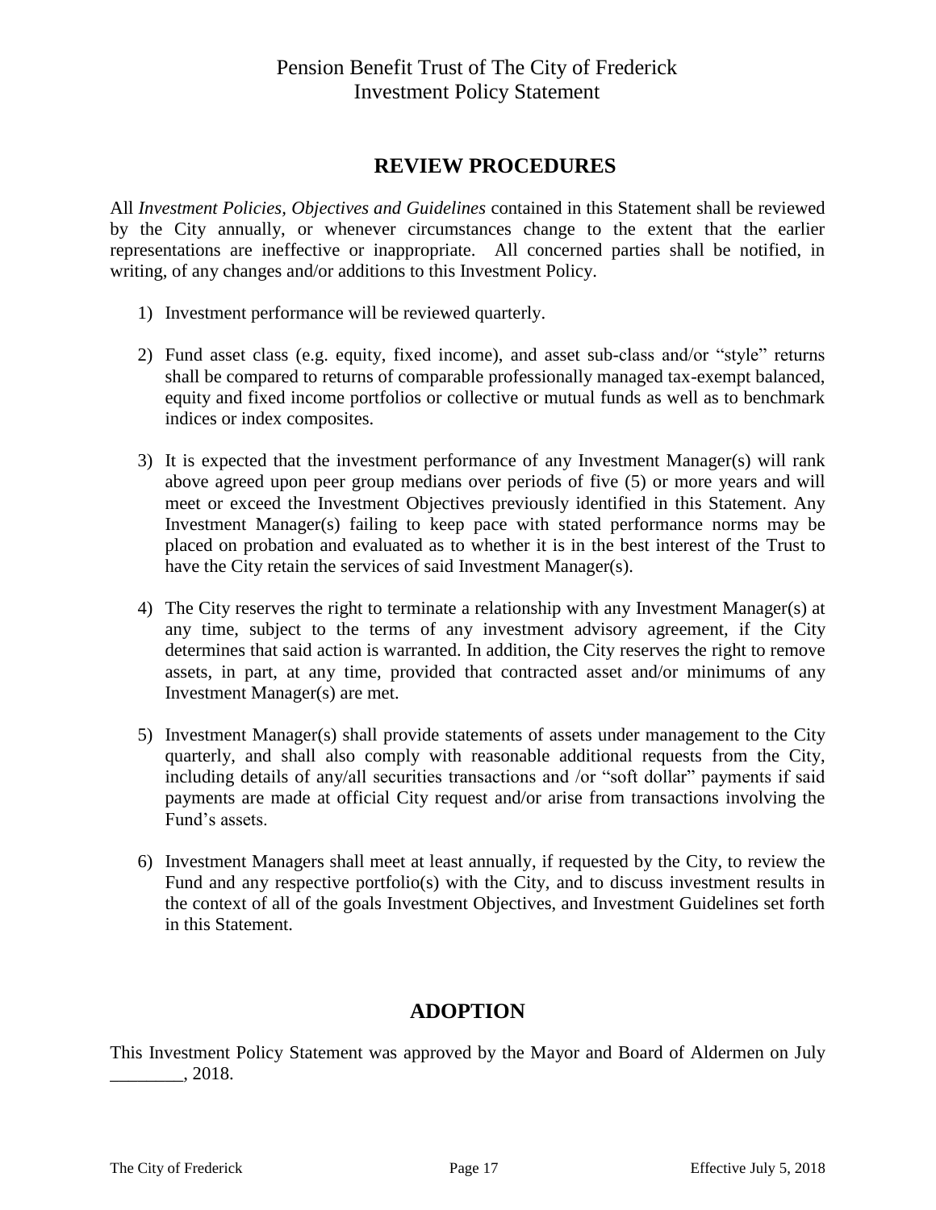## REVIEW PROCEDURES

All *Investment Policies, Objectives and Guidelines* contained in this Statement shall be reviewed by the City annually, or whenever circumstances change to the extent that the earlier representations are ineffective or inappropriate. All concerned parties shall be notified, in writing, of any changes and/or additions to this Investment Policy.

1) Investment performance will be reviewed quarterly.

2) Fund asset class (e.g. equity, fixed income), and asset sub-class and/or "style" returns shall be compared to returns of comparable professionally managed tax-exempt balanced, equity and fixed income portfolios or collective or mutual funds as well as to benchmark indices or index composites.

3) It is expected that the investment performance of any Investment Manager(s) will rank above agreed upon peer group medians over periods of five (5) or more years and will meet or exceed the Investment Objectives previously identified in this Statement. Any Investment Manager(s) failing to keep pace with stated performance norms may be placed on probation and evaluated as to whether it is in the best interest of the Trust to have the City retain the services of said Investment Manager(s).

4) The City reserves the right to terminate a relationship with any Investment Manager(s) at any time, subject to the terms of any investment advisory agreement, if the City determines that said action is warranted. In addition, the City reserves the right to remove assets, in part, at any time, provided that contracted asset and/or minimums of any Investment Manager(s) are met.

5) Investment Manager(s) shall provide statements of assets under management to the City quarterly, and shall also comply with reasonable additional requests from the City, including details of any/all securities transactions and /or "soft dollar" payments if said payments are made at official City request and/or arise from transactions involving the Fund's assets.

6) Investment Managers shall meet at least annually, if requested by the City, to review the Fund and any respective portfolio(s) with the City, and to discuss investment results in the context of all of the goals Investment Objectives, and Investment Guidelines set forth in this Statement.

## ADOPTION

This Investment Policy Statement was approved by the Mayor and Board of Aldermen on July ________, 2018.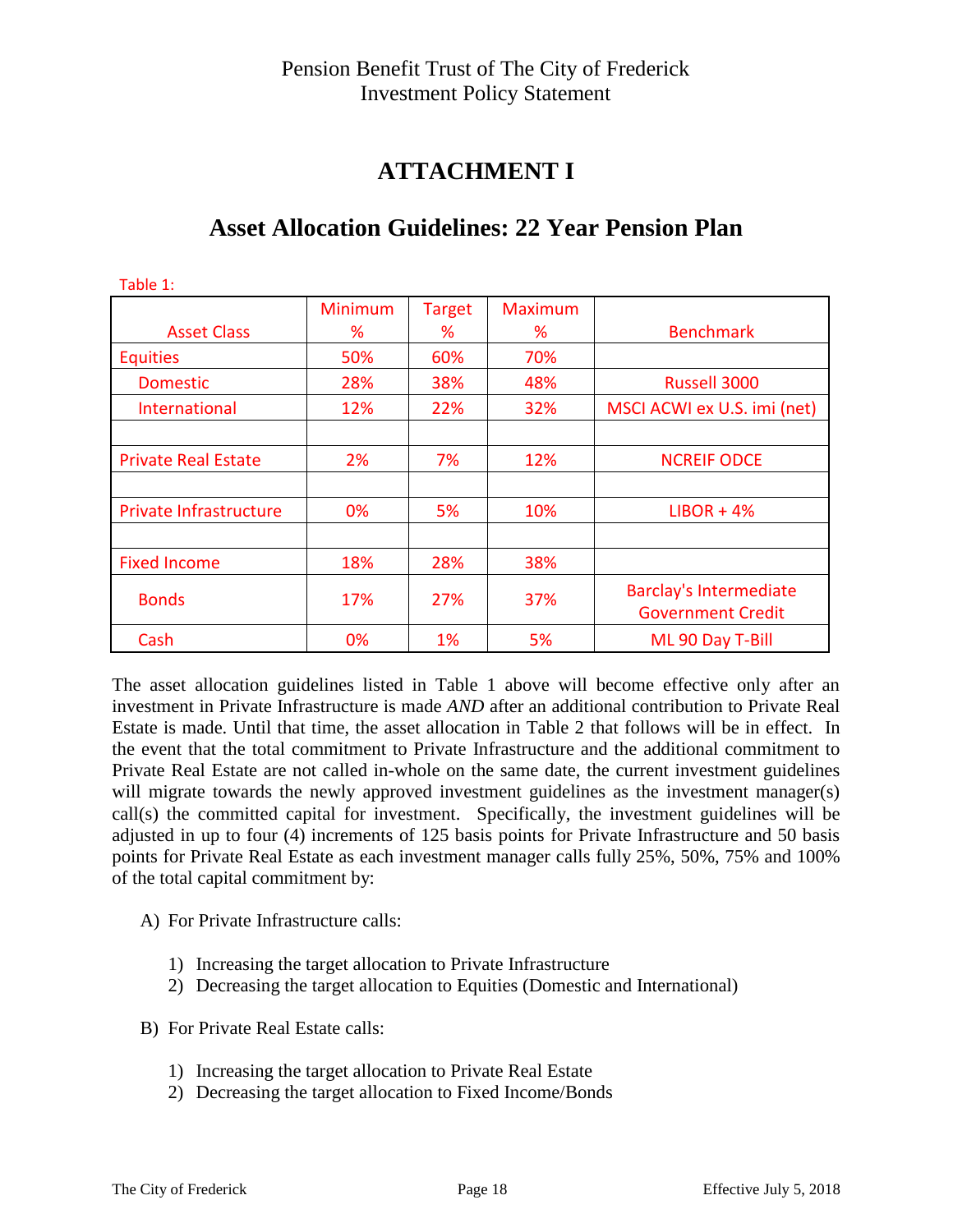Pension Benefit Trust of The City of Frederick
Investment Policy Statement

# ATTACHMENT I

## Asset Allocation Guidelines: 22 Year Pension Plan

Table 1:

| Asset Class | Minimum % | Target % | Maximum % | Benchmark |
|---|---|---|---|---|
| Equities | 50% | 60% | 70% | |
| Domestic | 28% | 38% | 48% | Russell 3000 |
| International | 12% | 22% | 32% | MSCI ACWI ex U.S. imi (net) |
| | | | | |
| Private Real Estate | 2% | 7% | 12% | NCREIF ODCE |
| | | | | |
| Private Infrastructure | 0% | 5% | 10% | LIBOR + 4% |
| | | | | |
| Fixed Income | 18% | 28% | 38% | |
| Bonds | 17% | 27% | 37% | Barclay's Intermediate Government Credit |
| Cash | 0% | 1% | 5% | ML 90 Day T-Bill |

The asset allocation guidelines listed in Table 1 above will become effective only after an investment in Private Infrastructure is made *AND* after an additional contribution to Private Real Estate is made. Until that time, the asset allocation in Table 2 that follows will be in effect. In the event that the total commitment to Private Infrastructure and the additional commitment to Private Real Estate are not called in-whole on the same date, the current investment guidelines will migrate towards the newly approved investment guidelines as the investment manager(s) call(s) the committed capital for investment. Specifically, the investment guidelines will be adjusted in up to four (4) increments of 125 basis points for Private Infrastructure and 50 basis points for Private Real Estate as each investment manager calls fully 25%, 50%, 75% and 100% of the total capital commitment by:

A) For Private Infrastructure calls:

1) Increasing the target allocation to Private Infrastructure
2) Decreasing the target allocation to Equities (Domestic and International)

B) For Private Real Estate calls:

1) Increasing the target allocation to Private Real Estate
2) Decreasing the target allocation to Fixed Income/Bonds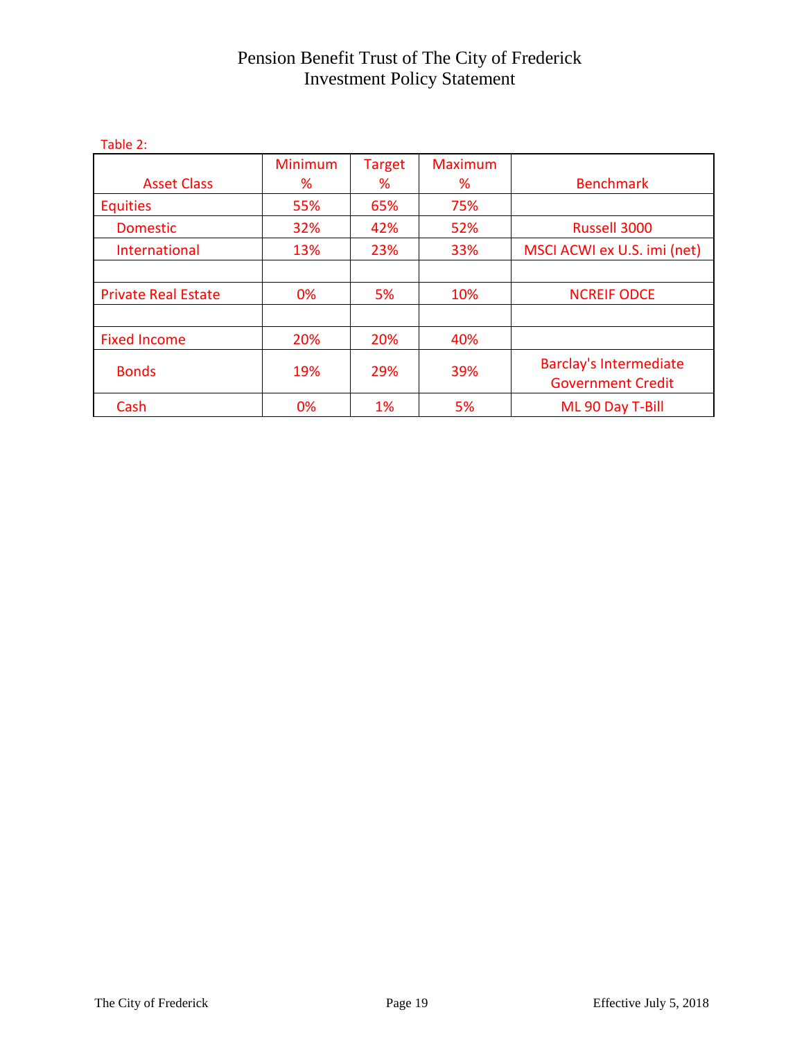Table 2:

| Asset Class | Minimum % | Target % | Maximum % | Benchmark |
|---|---|---|---|---|
| Equities | 55% | 65% | 75% | |
| Domestic | 32% | 42% | 52% | Russell 3000 |
| International | 13% | 23% | 33% | MSCI ACWI ex U.S. imi (net) |
| | | | | |
| Private Real Estate | 0% | 5% | 10% | NCREIF ODCE |
| | | | | |
| Fixed Income | 20% | 20% | 40% | |
| Bonds | 19% | 29% | 39% | Barclay's Intermediate Government Credit |
| Cash | 0% | 1% | 5% | ML 90 Day T-Bill |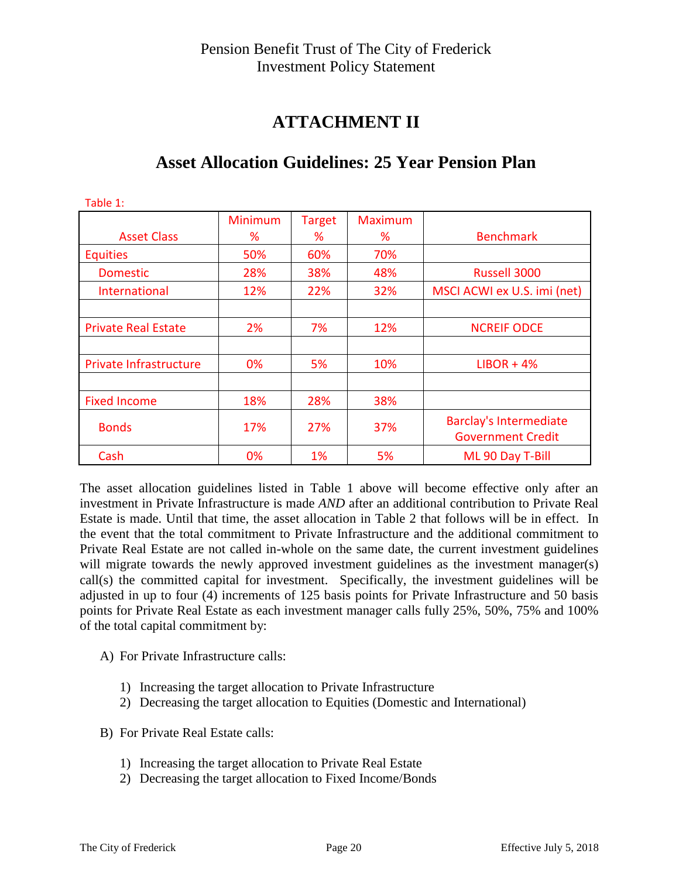Pension Benefit Trust of The City of Frederick
Investment Policy Statement

# ATTACHMENT II

## Asset Allocation Guidelines: 25 Year Pension Plan

Table 1:

| Asset Class | Minimum % | Target % | Maximum % | Benchmark |
|---|---|---|---|---|
| Equities | 50% | 60% | 70% | |
| Domestic | 28% | 38% | 48% | Russell 3000 |
| International | 12% | 22% | 32% | MSCI ACWI ex U.S. imi (net) |
| | | | | |
| Private Real Estate | 2% | 7% | 12% | NCREIF ODCE |
| | | | | |
| Private Infrastructure | 0% | 5% | 10% | LIBOR + 4% |
| | | | | |
| Fixed Income | 18% | 28% | 38% | |
| Bonds | 17% | 27% | 37% | Barclay's Intermediate Government Credit |
| Cash | 0% | 1% | 5% | ML 90 Day T-Bill |

The asset allocation guidelines listed in Table 1 above will become effective only after an investment in Private Infrastructure is made *AND* after an additional contribution to Private Real Estate is made. Until that time, the asset allocation in Table 2 that follows will be in effect. In the event that the total commitment to Private Infrastructure and the additional commitment to Private Real Estate are not called in-whole on the same date, the current investment guidelines will migrate towards the newly approved investment guidelines as the investment manager(s) call(s) the committed capital for investment. Specifically, the investment guidelines will be adjusted in up to four (4) increments of 125 basis points for Private Infrastructure and 50 basis points for Private Real Estate as each investment manager calls fully 25%, 50%, 75% and 100% of the total capital commitment by:

A) For Private Infrastructure calls:

1) Increasing the target allocation to Private Infrastructure
2) Decreasing the target allocation to Equities (Domestic and International)

B) For Private Real Estate calls:

1) Increasing the target allocation to Private Real Estate
2) Decreasing the target allocation to Fixed Income/Bonds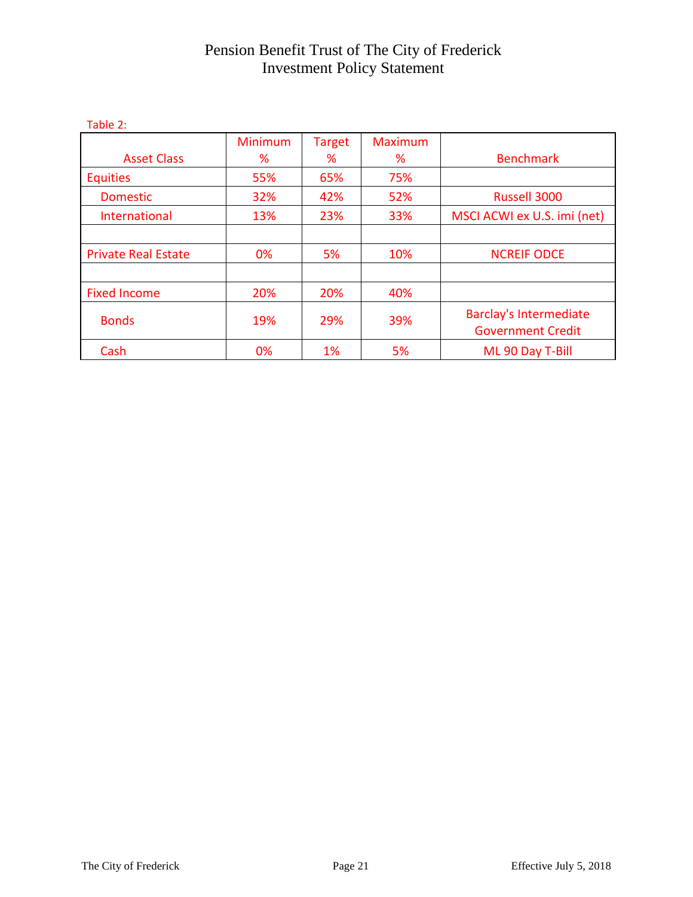Table 2:

| Asset Class | Minimum % | Target % | Maximum % | Benchmark |
|---|---|---|---|---|
| Equities | 55% | 65% | 75% | |
| Domestic | 32% | 42% | 52% | Russell 3000 |
| International | 13% | 23% | 33% | MSCI ACWI ex U.S. imi (net) |
| | | | | |
| Private Real Estate | 0% | 5% | 10% | NCREIF ODCE |
| | | | | |
| Fixed Income | 20% | 20% | 40% | |
| Bonds | 19% | 29% | 39% | Barclay's Intermediate Government Credit |
| Cash | 0% | 1% | 5% | ML 90 Day T-Bill |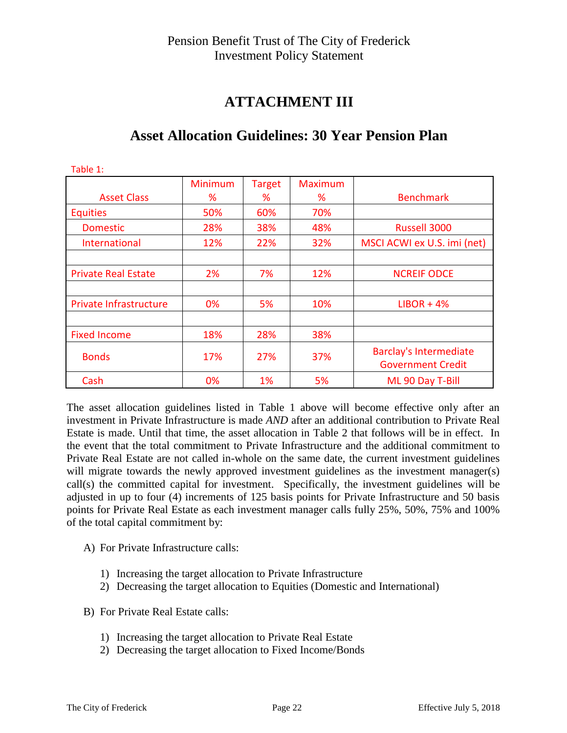Pension Benefit Trust of The City of Frederick
Investment Policy Statement

# ATTACHMENT III

## Asset Allocation Guidelines: 30 Year Pension Plan

Table 1:

| Asset Class | Minimum % | Target % | Maximum % | Benchmark |
|---|---|---|---|---|
| Equities | 50% | 60% | 70% | |
| Domestic | 28% | 38% | 48% | Russell 3000 |
| International | 12% | 22% | 32% | MSCI ACWI ex U.S. imi (net) |
| | | | | |
| Private Real Estate | 2% | 7% | 12% | NCREIF ODCE |
| | | | | |
| Private Infrastructure | 0% | 5% | 10% | LIBOR + 4% |
| | | | | |
| Fixed Income | 18% | 28% | 38% | |
| Bonds | 17% | 27% | 37% | Barclay's Intermediate Government Credit |
| Cash | 0% | 1% | 5% | ML 90 Day T-Bill |

The asset allocation guidelines listed in Table 1 above will become effective only after an investment in Private Infrastructure is made *AND* after an additional contribution to Private Real Estate is made. Until that time, the asset allocation in Table 2 that follows will be in effect. In the event that the total commitment to Private Infrastructure and the additional commitment to Private Real Estate are not called in-whole on the same date, the current investment guidelines will migrate towards the newly approved investment guidelines as the investment manager(s) call(s) the committed capital for investment. Specifically, the investment guidelines will be adjusted in up to four (4) increments of 125 basis points for Private Infrastructure and 50 basis points for Private Real Estate as each investment manager calls fully 25%, 50%, 75% and 100% of the total capital commitment by:

A) For Private Infrastructure calls:

1) Increasing the target allocation to Private Infrastructure
2) Decreasing the target allocation to Equities (Domestic and International)

B) For Private Real Estate calls:

1) Increasing the target allocation to Private Real Estate
2) Decreasing the target allocation to Fixed Income/Bonds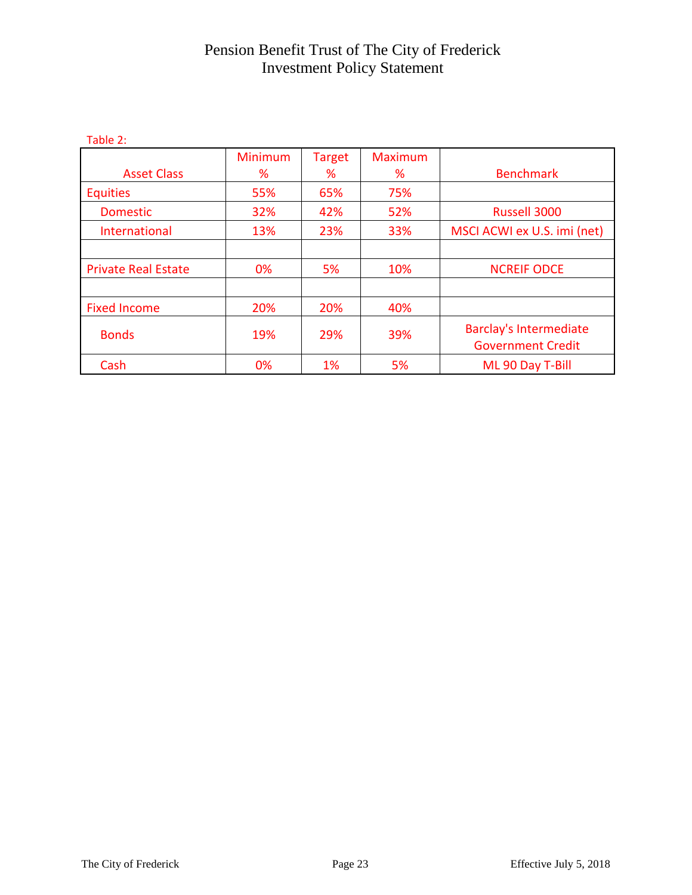Table 2:

| Asset Class | Minimum % | Target % | Maximum % | Benchmark |
|---|---|---|---|---|
| Equities | 55% | 65% | 75% | |
| Domestic | 32% | 42% | 52% | Russell 3000 |
| International | 13% | 23% | 33% | MSCI ACWI ex U.S. imi (net) |
| | | | | |
| Private Real Estate | 0% | 5% | 10% | NCREIF ODCE |
| | | | | |
| Fixed Income | 20% | 20% | 40% | |
| Bonds | 19% | 29% | 39% | Barclay's Intermediate Government Credit |
| Cash | 0% | 1% | 5% | ML 90 Day T-Bill |